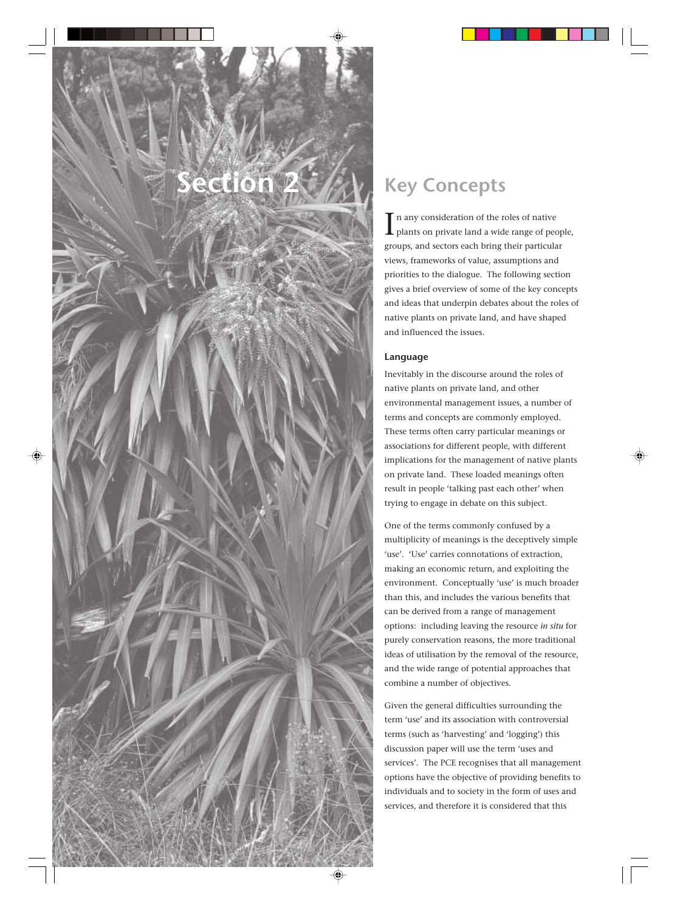# Section 2

## Key Concepts

In any consideration of the roles of native plants on private land a wide range of people, groups, and sectors each bring their particular views, frameworks of value, assumptions and priorities to the dialogue. The following section gives a brief overview of some of the key concepts and ideas that underpin debates about the roles of native plants on private land, and have shaped and influenced the issues.

### Language

Inevitably in the discourse around the roles of native plants on private land, and other environmental management issues, a number of terms and concepts are commonly employed. These terms often carry particular meanings or associations for different people, with different implications for the management of native plants on private land. These loaded meanings often result in people 'talking past each other' when trying to engage in debate on this subject.

One of the terms commonly confused by a multiplicity of meanings is the deceptively simple 'use'. 'Use' carries connotations of extraction, making an economic return, and exploiting the environment. Conceptually 'use' is much broader than this, and includes the various benefits that can be derived from a range of management options: including leaving the resource *in situ* for purely conservation reasons, the more traditional ideas of utilisation by the removal of the resource, and the wide range of potential approaches that combine a number of objectives.

Given the general difficulties surrounding the term 'use' and its association with controversial terms (such as 'harvesting' and 'logging') this discussion paper will use the term 'uses and services'. The PCE recognises that all management options have the objective of providing benefits to individuals and to society in the form of uses and services, and therefore it is considered that this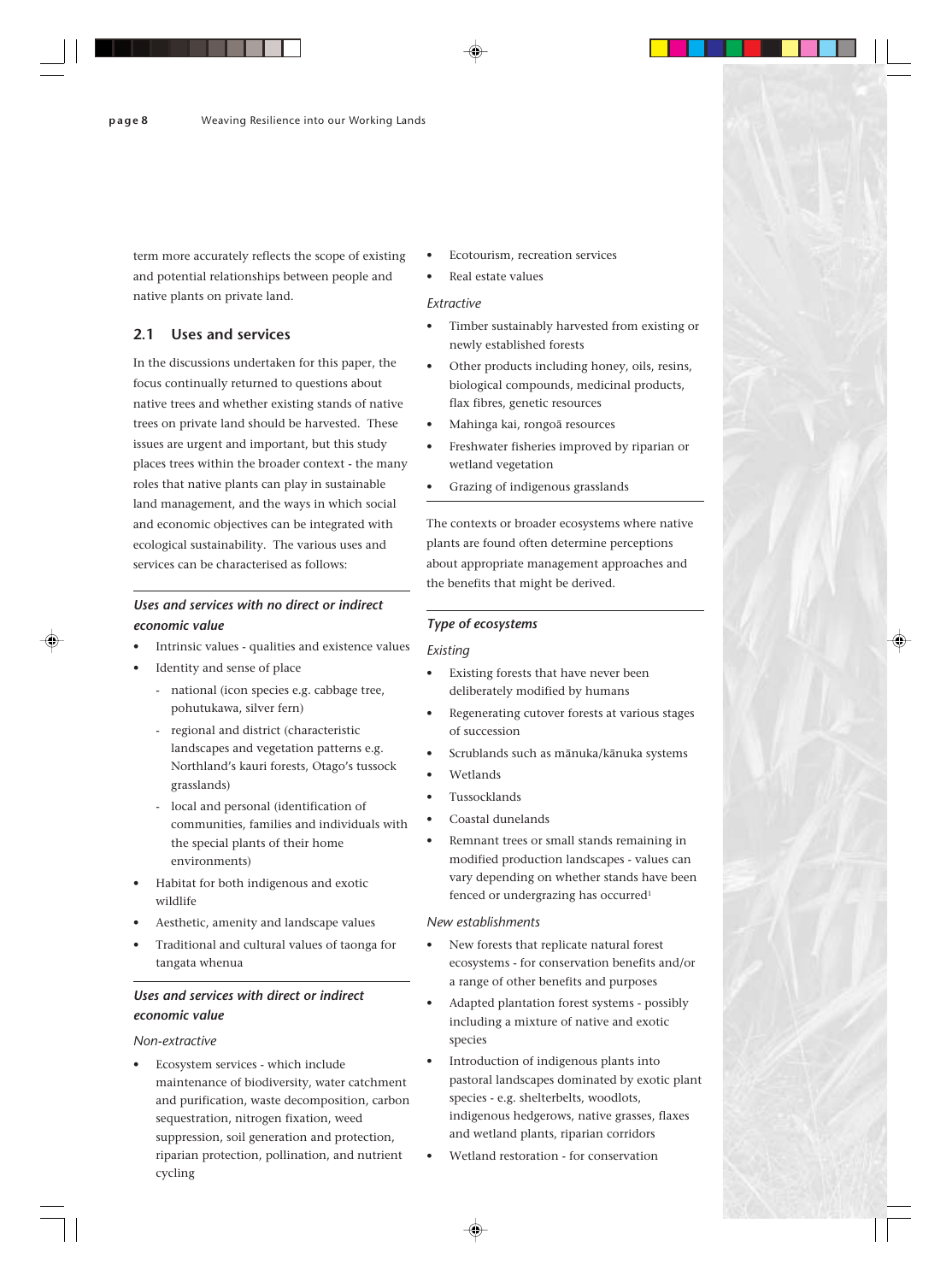term more accurately reflects the scope of existing and potential relationships between people and native plants on private land.

## 2.1 Uses and services

In the discussions undertaken for this paper, the focus continually returned to questions about native trees and whether existing stands of native trees on private land should be harvested. These issues are urgent and important, but this study places trees within the broader context - the many roles that native plants can play in sustainable land management, and the ways in which social and economic objectives can be integrated with ecological sustainability. The various uses and services can be characterised as follows:

***Uses and services with no direct or indirect economic value***

- Intrinsic values - qualities and existence values
- Identity and sense of place
  - national (icon species e.g. cabbage tree, pohutukawa, silver fern)
  - regional and district (characteristic landscapes and vegetation patterns e.g. Northland's kauri forests, Otago's tussock grasslands)
  - local and personal (identification of communities, families and individuals with the special plants of their home environments)
- Habitat for both indigenous and exotic wildlife
- Aesthetic, amenity and landscape values
- Traditional and cultural values of taonga for tangata whenua

***Uses and services with direct or indirect economic value***

*Non-extractive*

- Ecosystem services - which include maintenance of biodiversity, water catchment and purification, waste decomposition, carbon sequestration, nitrogen fixation, weed suppression, soil generation and protection, riparian protection, pollination, and nutrient cycling
- Ecotourism, recreation services
- Real estate values

*Extractive*

- Timber sustainably harvested from existing or newly established forests
- Other products including honey, oils, resins, biological compounds, medicinal products, flax fibres, genetic resources
- Mahinga kai, rongoā resources
- Freshwater fisheries improved by riparian or wetland vegetation
- Grazing of indigenous grasslands

The contexts or broader ecosystems where native plants are found often determine perceptions about appropriate management approaches and the benefits that might be derived.

***Type of ecosystems***

*Existing*

- Existing forests that have never been deliberately modified by humans
- Regenerating cutover forests at various stages of succession
- Scrublands such as mānuka/kānuka systems
- Wetlands
- Tussocklands
- Coastal dunelands
- Remnant trees or small stands remaining in modified production landscapes - values can vary depending on whether stands have been fenced or undergrazing has occurred[1]

*New establishments*

- New forests that replicate natural forest ecosystems - for conservation benefits and/or a range of other benefits and purposes
- Adapted plantation forest systems - possibly including a mixture of native and exotic species
- Introduction of indigenous plants into pastoral landscapes dominated by exotic plant species - e.g. shelterbelts, woodlots, indigenous hedgerows, native grasses, flaxes and wetland plants, riparian corridors
- Wetland restoration - for conservation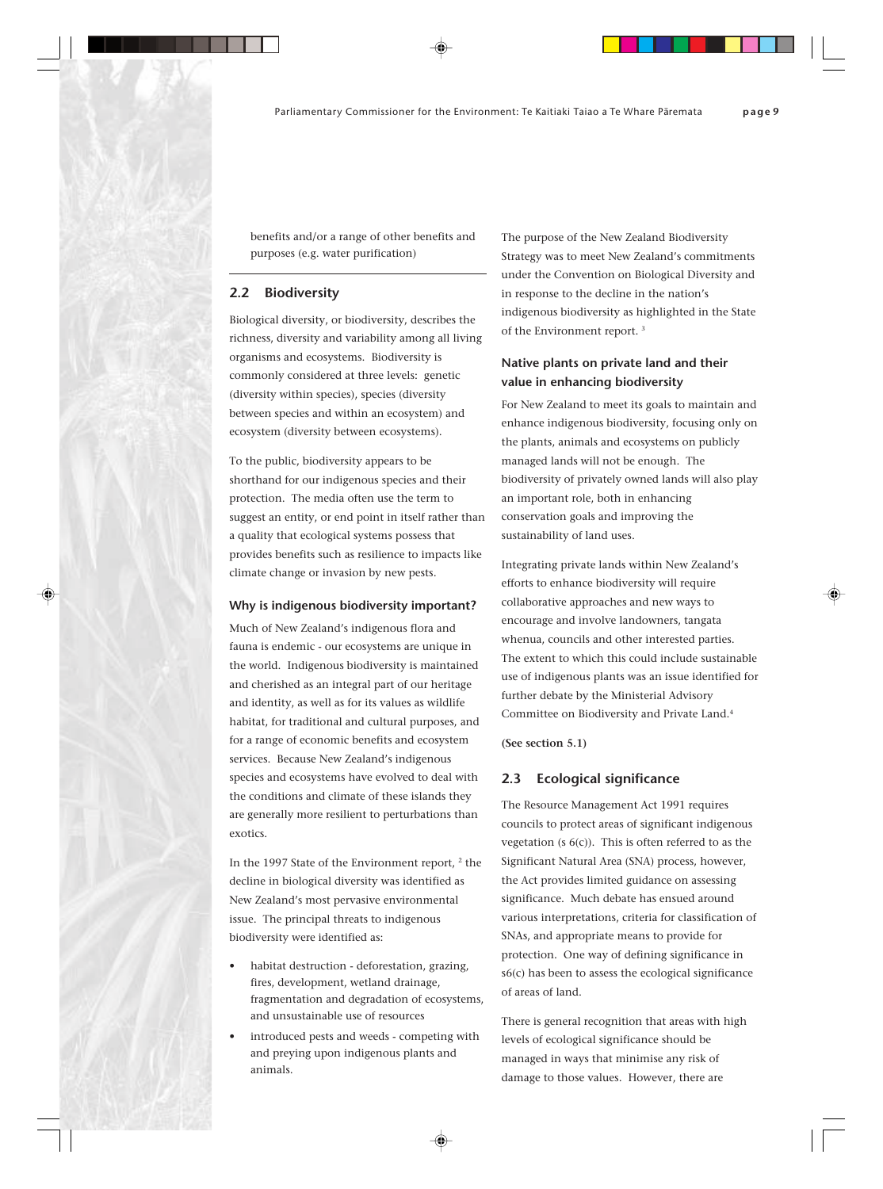benefits and/or a range of other benefits and purposes (e.g. water purification)

## 2.2 Biodiversity

Biological diversity, or biodiversity, describes the richness, diversity and variability among all living organisms and ecosystems. Biodiversity is commonly considered at three levels: genetic (diversity within species), species (diversity between species and within an ecosystem) and ecosystem (diversity between ecosystems).

To the public, biodiversity appears to be shorthand for our indigenous species and their protection. The media often use the term to suggest an entity, or end point in itself rather than a quality that ecological systems possess that provides benefits such as resilience to impacts like climate change or invasion by new pests.

### Why is indigenous biodiversity important?

Much of New Zealand's indigenous flora and fauna is endemic - our ecosystems are unique in the world. Indigenous biodiversity is maintained and cherished as an integral part of our heritage and identity, as well as for its values as wildlife habitat, for traditional and cultural purposes, and for a range of economic benefits and ecosystem services. Because New Zealand's indigenous species and ecosystems have evolved to deal with the conditions and climate of these islands they are generally more resilient to perturbations than exotics.

In the 1997 State of the Environment report, [2] the decline in biological diversity was identified as New Zealand's most pervasive environmental issue. The principal threats to indigenous biodiversity were identified as:

- habitat destruction - deforestation, grazing, fires, development, wetland drainage, fragmentation and degradation of ecosystems, and unsustainable use of resources
- introduced pests and weeds - competing with and preying upon indigenous plants and animals.

The purpose of the New Zealand Biodiversity Strategy was to meet New Zealand's commitments under the Convention on Biological Diversity and in response to the decline in the nation's indigenous biodiversity as highlighted in the State of the Environment report. [3]

### Native plants on private land and their value in enhancing biodiversity

For New Zealand to meet its goals to maintain and enhance indigenous biodiversity, focusing only on the plants, animals and ecosystems on publicly managed lands will not be enough. The biodiversity of privately owned lands will also play an important role, both in enhancing conservation goals and improving the sustainability of land uses.

Integrating private lands within New Zealand's efforts to enhance biodiversity will require collaborative approaches and new ways to encourage and involve landowners, tangata whenua, councils and other interested parties. The extent to which this could include sustainable use of indigenous plants was an issue identified for further debate by the Ministerial Advisory Committee on Biodiversity and Private Land.[4]

**(See section 5.1)**

## 2.3 Ecological significance

The Resource Management Act 1991 requires councils to protect areas of significant indigenous vegetation (s 6(c)). This is often referred to as the Significant Natural Area (SNA) process, however, the Act provides limited guidance on assessing significance. Much debate has ensued around various interpretations, criteria for classification of SNAs, and appropriate means to provide for protection. One way of defining significance in s6(c) has been to assess the ecological significance of areas of land.

There is general recognition that areas with high levels of ecological significance should be managed in ways that minimise any risk of damage to those values. However, there are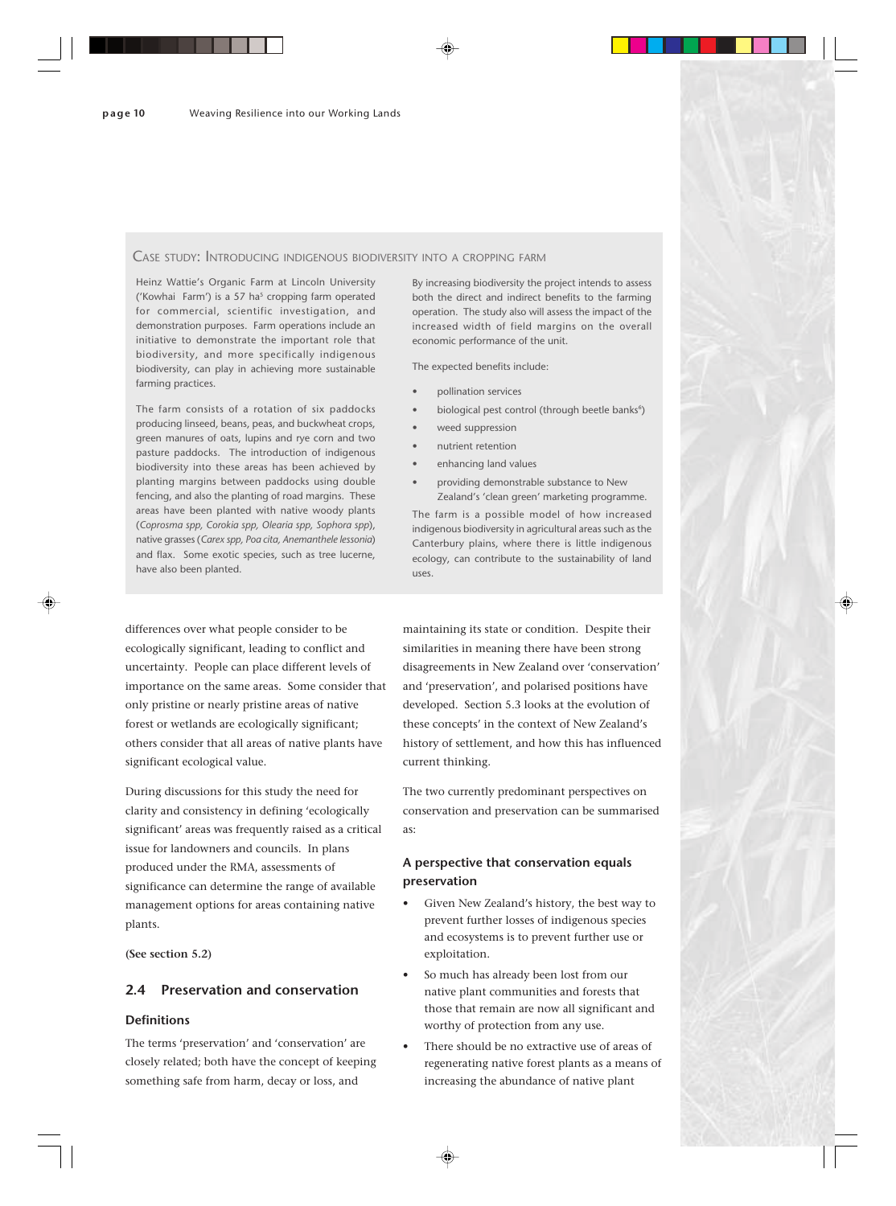## Case study: Introducing indigenous biodiversity into a cropping farm

Heinz Wattie's Organic Farm at Lincoln University ('Kowhai Farm') is a 57 ha[5] cropping farm operated for commercial, scientific investigation, and demonstration purposes. Farm operations include an initiative to demonstrate the important role that biodiversity, and more specifically indigenous biodiversity, can play in achieving more sustainable farming practices.

The farm consists of a rotation of six paddocks producing linseed, beans, peas, and buckwheat crops, green manures of oats, lupins and rye corn and two pasture paddocks. The introduction of indigenous biodiversity into these areas has been achieved by planting margins between paddocks using double fencing, and also the planting of road margins. These areas have been planted with native woody plants (*Coprosma spp, Corokia spp, Olearia spp, Sophora spp*), native grasses (*Carex spp, Poa cita, Anemanthele lessonia*) and flax. Some exotic species, such as tree lucerne, have also been planted.

By increasing biodiversity the project intends to assess both the direct and indirect benefits to the farming operation. The study also will assess the impact of the increased width of field margins on the overall economic performance of the unit.

The expected benefits include:

- pollination services
- biological pest control (through beetle banks[6])
- weed suppression
- nutrient retention
- enhancing land values
- providing demonstrable substance to New Zealand's 'clean green' marketing programme.

The farm is a possible model of how increased indigenous biodiversity in agricultural areas such as the Canterbury plains, where there is little indigenous ecology, can contribute to the sustainability of land uses.

differences over what people consider to be ecologically significant, leading to conflict and uncertainty. People can place different levels of importance on the same areas. Some consider that only pristine or nearly pristine areas of native forest or wetlands are ecologically significant; others consider that all areas of native plants have significant ecological value.

During discussions for this study the need for clarity and consistency in defining 'ecologically significant' areas was frequently raised as a critical issue for landowners and councils. In plans produced under the RMA, assessments of significance can determine the range of available management options for areas containing native plants.

**(See section 5.2)**

## 2.4 Preservation and conservation

### Definitions

The terms 'preservation' and 'conservation' are closely related; both have the concept of keeping something safe from harm, decay or loss, and maintaining its state or condition. Despite their similarities in meaning there have been strong disagreements in New Zealand over 'conservation' and 'preservation', and polarised positions have developed. Section 5.3 looks at the evolution of these concepts' in the context of New Zealand's history of settlement, and how this has influenced current thinking.

The two currently predominant perspectives on conservation and preservation can be summarised as:

### A perspective that conservation equals preservation

- Given New Zealand's history, the best way to prevent further losses of indigenous species and ecosystems is to prevent further use or exploitation.
- So much has already been lost from our native plant communities and forests that those that remain are now all significant and worthy of protection from any use.
- There should be no extractive use of areas of regenerating native forest plants as a means of increasing the abundance of native plant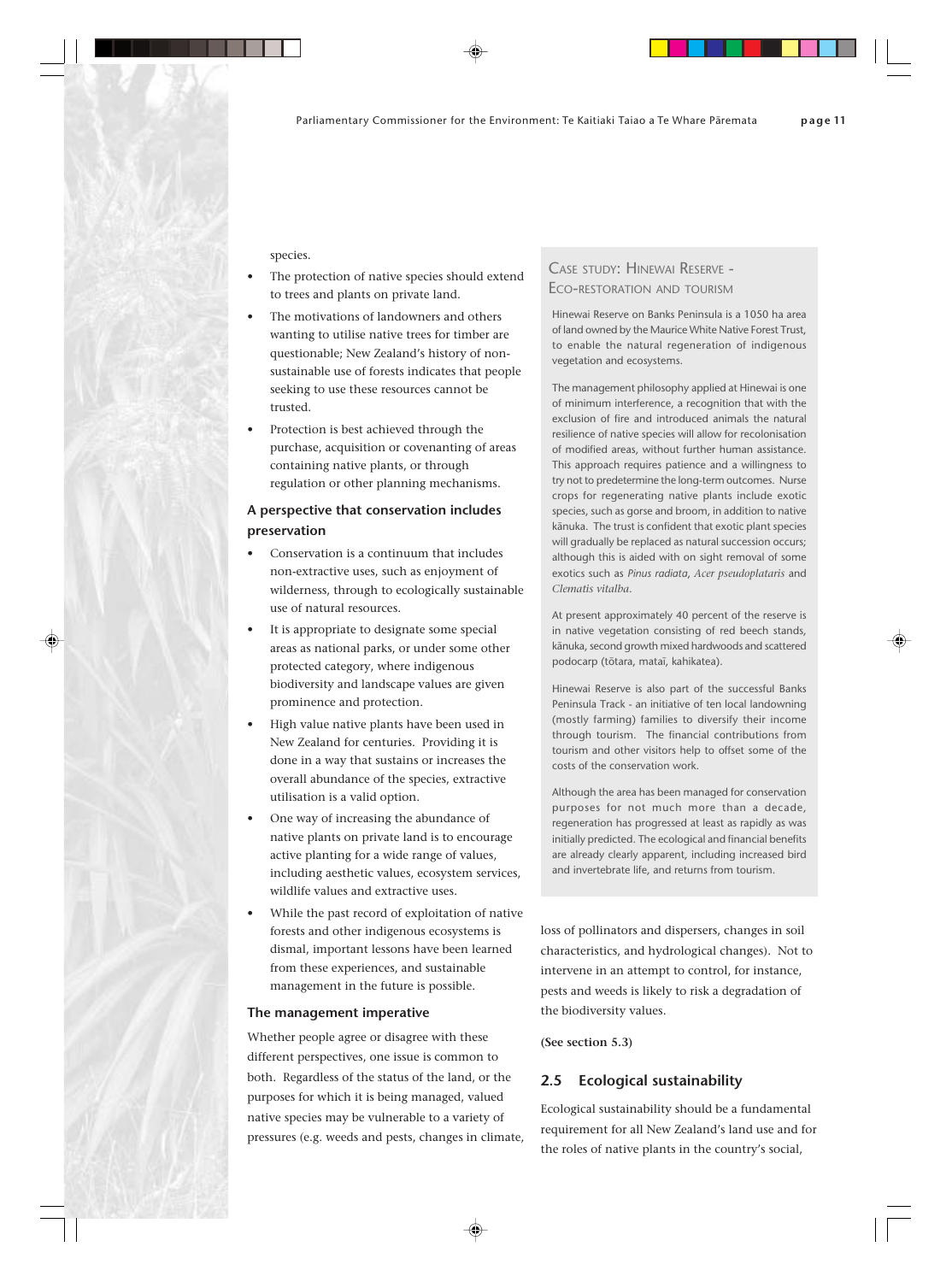species.

- The protection of native species should extend to trees and plants on private land.
- The motivations of landowners and others wanting to utilise native trees for timber are questionable; New Zealand's history of non-sustainable use of forests indicates that people seeking to use these resources cannot be trusted.
- Protection is best achieved through the purchase, acquisition or covenanting of areas containing native plants, or through regulation or other planning mechanisms.

### A perspective that conservation includes preservation

- Conservation is a continuum that includes non-extractive uses, such as enjoyment of wilderness, through to ecologically sustainable use of natural resources.
- It is appropriate to designate some special areas as national parks, or under some other protected category, where indigenous biodiversity and landscape values are given prominence and protection.
- High value native plants have been used in New Zealand for centuries. Providing it is done in a way that sustains or increases the overall abundance of the species, extractive utilisation is a valid option.
- One way of increasing the abundance of native plants on private land is to encourage active planting for a wide range of values, including aesthetic values, ecosystem services, wildlife values and extractive uses.
- While the past record of exploitation of native forests and other indigenous ecosystems is dismal, important lessons have been learned from these experiences, and sustainable management in the future is possible.

### The management imperative

Whether people agree or disagree with these different perspectives, one issue is common to both. Regardless of the status of the land, or the purposes for which it is being managed, valued native species may be vulnerable to a variety of pressures (e.g. weeds and pests, changes in climate, loss of pollinators and dispersers, changes in soil characteristics, and hydrological changes). Not to intervene in an attempt to control, for instance, pests and weeds is likely to risk a degradation of the biodiversity values.

**(See section 5.3)**

> **Case study: Hinewai Reserve - Eco-restoration and tourism**
>
> Hinewai Reserve on Banks Peninsula is a 1050 ha area of land owned by the Maurice White Native Forest Trust, to enable the natural regeneration of indigenous vegetation and ecosystems.
>
> The management philosophy applied at Hinewai is one of minimum interference, a recognition that with the exclusion of fire and introduced animals the natural resilience of native species will allow for recolonisation of modified areas, without further human assistance. This approach requires patience and a willingness to try not to predetermine the long-term outcomes. Nurse crops for regenerating native plants include exotic species, such as gorse and broom, in addition to native kānuka. The trust is confident that exotic plant species will gradually be replaced as natural succession occurs; although this is aided with on sight removal of some exotics such as *Pinus radiata*, *Acer pseudoplataris* and *Clematis vitalba*.
>
> At present approximately 40 percent of the reserve is in native vegetation consisting of red beech stands, kānuka, second growth mixed hardwoods and scattered podocarp (tōtara, mataī, kahikatea).
>
> Hinewai Reserve is also part of the successful Banks Peninsula Track - an initiative of ten local landowning (mostly farming) families to diversify their income through tourism. The financial contributions from tourism and other visitors help to offset some of the costs of the conservation work.
>
> Although the area has been managed for conservation purposes for not much more than a decade, regeneration has progressed at least as rapidly as was initially predicted. The ecological and financial benefits are already clearly apparent, including increased bird and invertebrate life, and returns from tourism.

## 2.5 Ecological sustainability

Ecological sustainability should be a fundamental requirement for all New Zealand's land use and for the roles of native plants in the country's social,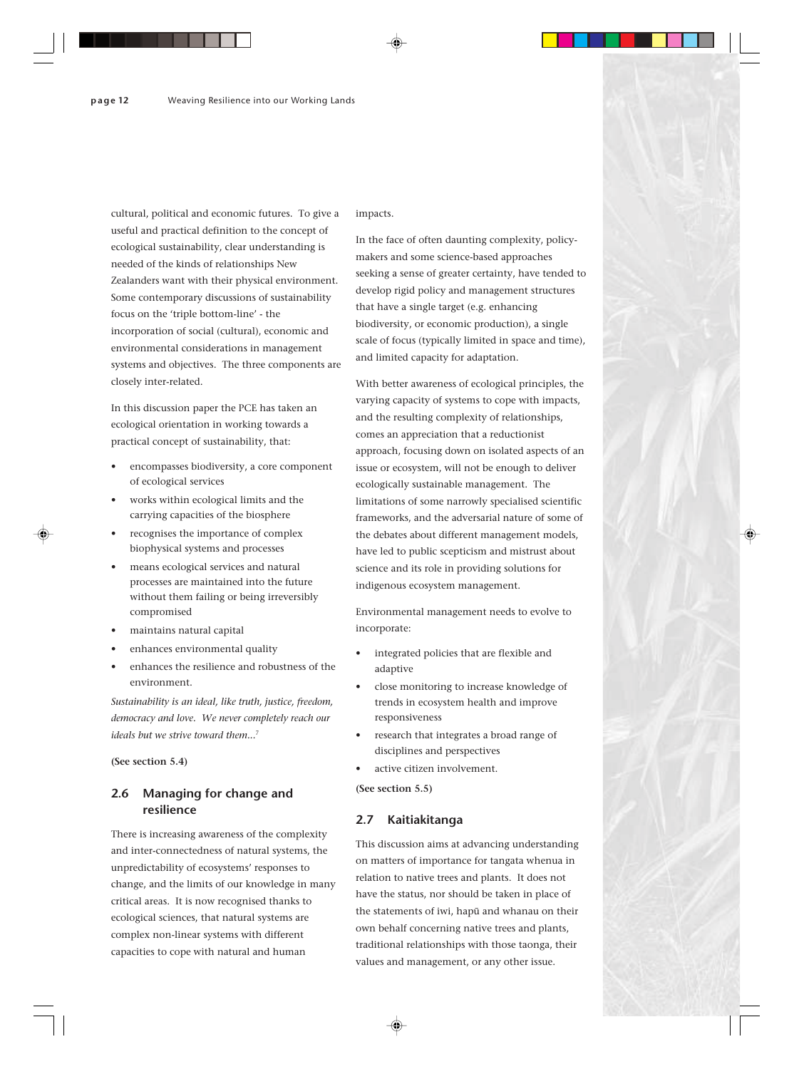cultural, political and economic futures. To give a useful and practical definition to the concept of ecological sustainability, clear understanding is needed of the kinds of relationships New Zealanders want with their physical environment. Some contemporary discussions of sustainability focus on the 'triple bottom-line' - the incorporation of social (cultural), economic and environmental considerations in management systems and objectives. The three components are closely inter-related.

In this discussion paper the PCE has taken an ecological orientation in working towards a practical concept of sustainability, that:

- encompasses biodiversity, a core component of ecological services
- works within ecological limits and the carrying capacities of the biosphere
- recognises the importance of complex biophysical systems and processes
- means ecological services and natural processes are maintained into the future without them failing or being irreversibly compromised
- maintains natural capital
- enhances environmental quality
- enhances the resilience and robustness of the environment.

*Sustainability is an ideal, like truth, justice, freedom, democracy and love. We never completely reach our ideals but we strive toward them...*[7]

**(See section 5.4)**

## 2.6 Managing for change and resilience

There is increasing awareness of the complexity and inter-connectedness of natural systems, the unpredictability of ecosystems' responses to change, and the limits of our knowledge in many critical areas. It is now recognised thanks to ecological sciences, that natural systems are complex non-linear systems with different capacities to cope with natural and human impacts.

In the face of often daunting complexity, policy-makers and some science-based approaches seeking a sense of greater certainty, have tended to develop rigid policy and management structures that have a single target (e.g. enhancing biodiversity, or economic production), a single scale of focus (typically limited in space and time), and limited capacity for adaptation.

With better awareness of ecological principles, the varying capacity of systems to cope with impacts, and the resulting complexity of relationships, comes an appreciation that a reductionist approach, focusing down on isolated aspects of an issue or ecosystem, will not be enough to deliver ecologically sustainable management. The limitations of some narrowly specialised scientific frameworks, and the adversarial nature of some of the debates about different management models, have led to public scepticism and mistrust about science and its role in providing solutions for indigenous ecosystem management.

Environmental management needs to evolve to incorporate:

- integrated policies that are flexible and adaptive
- close monitoring to increase knowledge of trends in ecosystem health and improve responsiveness
- research that integrates a broad range of disciplines and perspectives
- active citizen involvement.

**(See section 5.5)**

## 2.7 Kaitiakitanga

This discussion aims at advancing understanding on matters of importance for tangata whenua in relation to native trees and plants. It does not have the status, nor should be taken in place of the statements of iwi, hapū and whanau on their own behalf concerning native trees and plants, traditional relationships with those taonga, their values and management, or any other issue.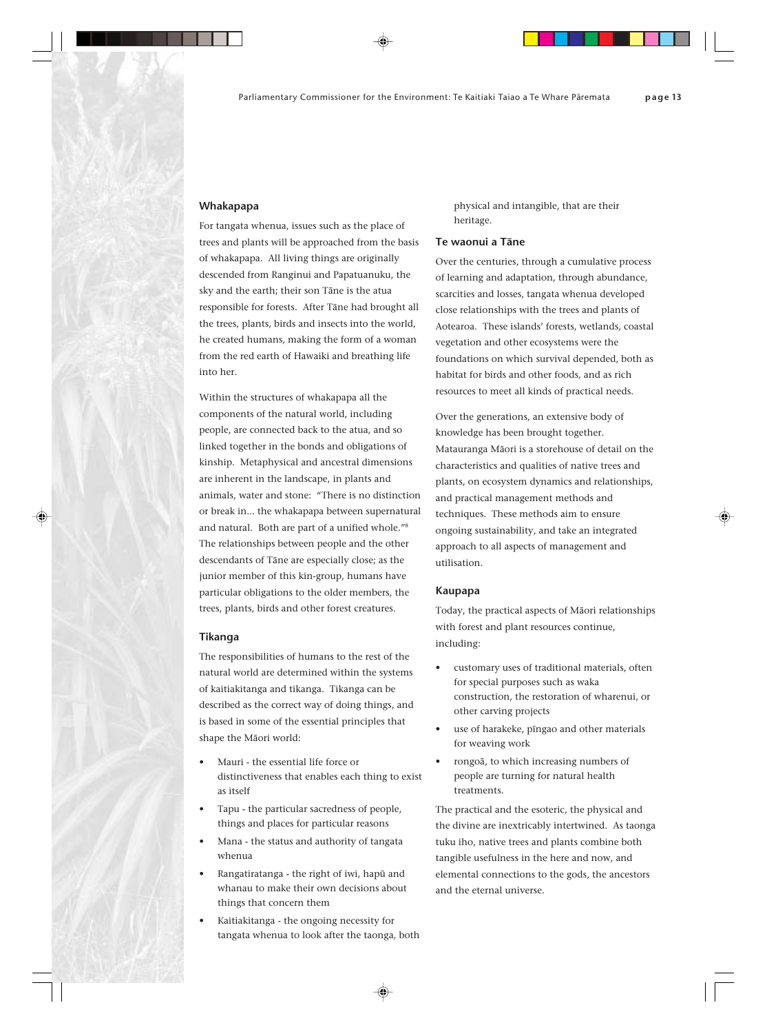## Whakapapa

For tangata whenua, issues such as the place of trees and plants will be approached from the basis of whakapapa. All living things are originally descended from Ranginui and Papatuanuku, the sky and the earth; their son Tāne is the atua responsible for forests. After Tāne had brought all the trees, plants, birds and insects into the world, he created humans, making the form of a woman from the red earth of Hawaiki and breathing life into her.

Within the structures of whakapapa all the components of the natural world, including people, are connected back to the atua, and so linked together in the bonds and obligations of kinship. Metaphysical and ancestral dimensions are inherent in the landscape, in plants and animals, water and stone: "There is no distinction or break in... the whakapapa between supernatural and natural. Both are part of a unified whole."[8] The relationships between people and the other descendants of Tāne are especially close; as the junior member of this kin-group, humans have particular obligations to the older members, the trees, plants, birds and other forest creatures.

## Tikanga

The responsibilities of humans to the rest of the natural world are determined within the systems of kaitiakitanga and tikanga. Tikanga can be described as the correct way of doing things, and is based in some of the essential principles that shape the Māori world:

- Mauri - the essential life force or distinctiveness that enables each thing to exist as itself
- Tapu - the particular sacredness of people, things and places for particular reasons
- Mana - the status and authority of tangata whenua
- Rangatiratanga - the right of iwi, hapū and whanau to make their own decisions about things that concern them
- Kaitiakitanga - the ongoing necessity for tangata whenua to look after the taonga, both physical and intangible, that are their heritage.

## Te waonui a Tāne

Over the centuries, through a cumulative process of learning and adaptation, through abundance, scarcities and losses, tangata whenua developed close relationships with the trees and plants of Aotearoa. These islands' forests, wetlands, coastal vegetation and other ecosystems were the foundations on which survival depended, both as habitat for birds and other foods, and as rich resources to meet all kinds of practical needs.

Over the generations, an extensive body of knowledge has been brought together. Matauranga Māori is a storehouse of detail on the characteristics and qualities of native trees and plants, on ecosystem dynamics and relationships, and practical management methods and techniques. These methods aim to ensure ongoing sustainability, and take an integrated approach to all aspects of management and utilisation.

## Kaupapa

Today, the practical aspects of Māori relationships with forest and plant resources continue, including:

- customary uses of traditional materials, often for special purposes such as waka construction, the restoration of wharenui, or other carving projects
- use of harakeke, pīngao and other materials for weaving work
- rongoā, to which increasing numbers of people are turning for natural health treatments.

The practical and the esoteric, the physical and the divine are inextricably intertwined. As taonga tuku iho, native trees and plants combine both tangible usefulness in the here and now, and elemental connections to the gods, the ancestors and the eternal universe.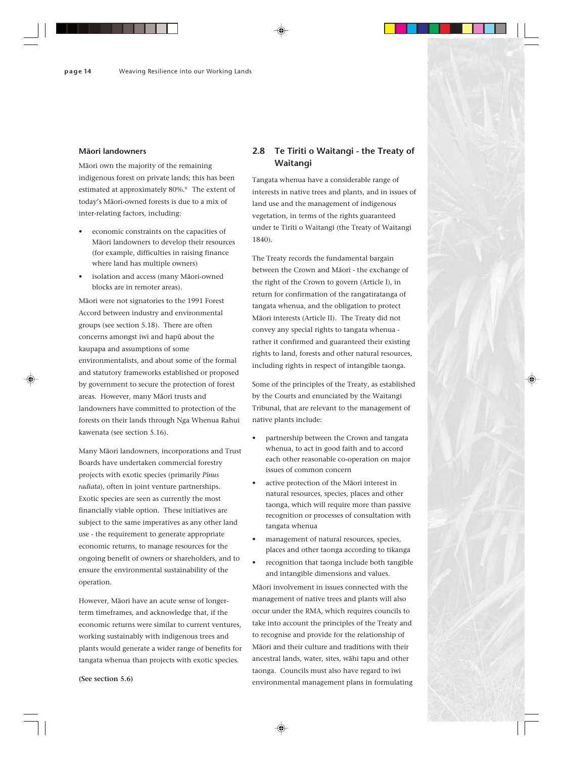### Māori landowners

Māori own the majority of the remaining indigenous forest on private lands; this has been estimated at approximately 80%.[9] The extent of today's Māori-owned forests is due to a mix of inter-relating factors, including:

- economic constraints on the capacities of Māori landowners to develop their resources (for example, difficulties in raising finance where land has multiple owners)
- isolation and access (many Māori-owned blocks are in remote areas).

Māori were not signatories to the 1991 Forest Accord between industry and environmental groups (see section 5.18). There are often concerns amongst iwi and hapū about the kaupapa and assumptions of some environmentalists, and about some of the formal and statutory frameworks established or proposed by government to secure the protection of forest areas. However, many Māori trusts and landowners have committed to protection of the forests on their lands through Nga Whenua Rahui kawenata (see section 5.16).

Many Māori landowners, incorporations and Trust Boards have undertaken commercial forestry projects with exotic species (primarily *Pinus radiata*), often in joint venture partnerships. Exotic species are seen as currently the most financially viable option. These initiatives are subject to the same imperatives as any other land use - the requirement to generate appropriate economic returns, to manage resources for the ongoing benefit of owners or shareholders, and to ensure the environmental sustainability of the operation.

However, Māori have an acute sense of longer-term timeframes, and acknowledge that, if the economic returns were similar to current ventures, working sustainably with indigenous trees and plants would generate a wider range of benefits for tangata whenua than projects with exotic species.

**(See section 5.6)**

## 2.8 Te Tiriti o Waitangi - the Treaty of Waitangi

Tangata whenua have a considerable range of interests in native trees and plants, and in issues of land use and the management of indigenous vegetation, in terms of the rights guaranteed under te Tiriti o Waitangi (the Treaty of Waitangi 1840).

The Treaty records the fundamental bargain between the Crown and Māori - the exchange of the right of the Crown to govern (Article I), in return for confirmation of the rangatiratanga of tangata whenua, and the obligation to protect Māori interests (Article II). The Treaty did not convey any special rights to tangata whenua - rather it confirmed and guaranteed their existing rights to land, forests and other natural resources, including rights in respect of intangible taonga.

Some of the principles of the Treaty, as established by the Courts and enunciated by the Waitangi Tribunal, that are relevant to the management of native plants include:

- partnership between the Crown and tangata whenua, to act in good faith and to accord each other reasonable co-operation on major issues of common concern
- active protection of the Māori interest in natural resources, species, places and other taonga, which will require more than passive recognition or processes of consultation with tangata whenua
- management of natural resources, species, places and other taonga according to tikanga
- recognition that taonga include both tangible and intangible dimensions and values.

Māori involvement in issues connected with the management of native trees and plants will also occur under the RMA, which requires councils to take into account the principles of the Treaty and to recognise and provide for the relationship of Māori and their culture and traditions with their ancestral lands, water, sites, wāhi tapu and other taonga. Councils must also have regard to iwi environmental management plans in formulating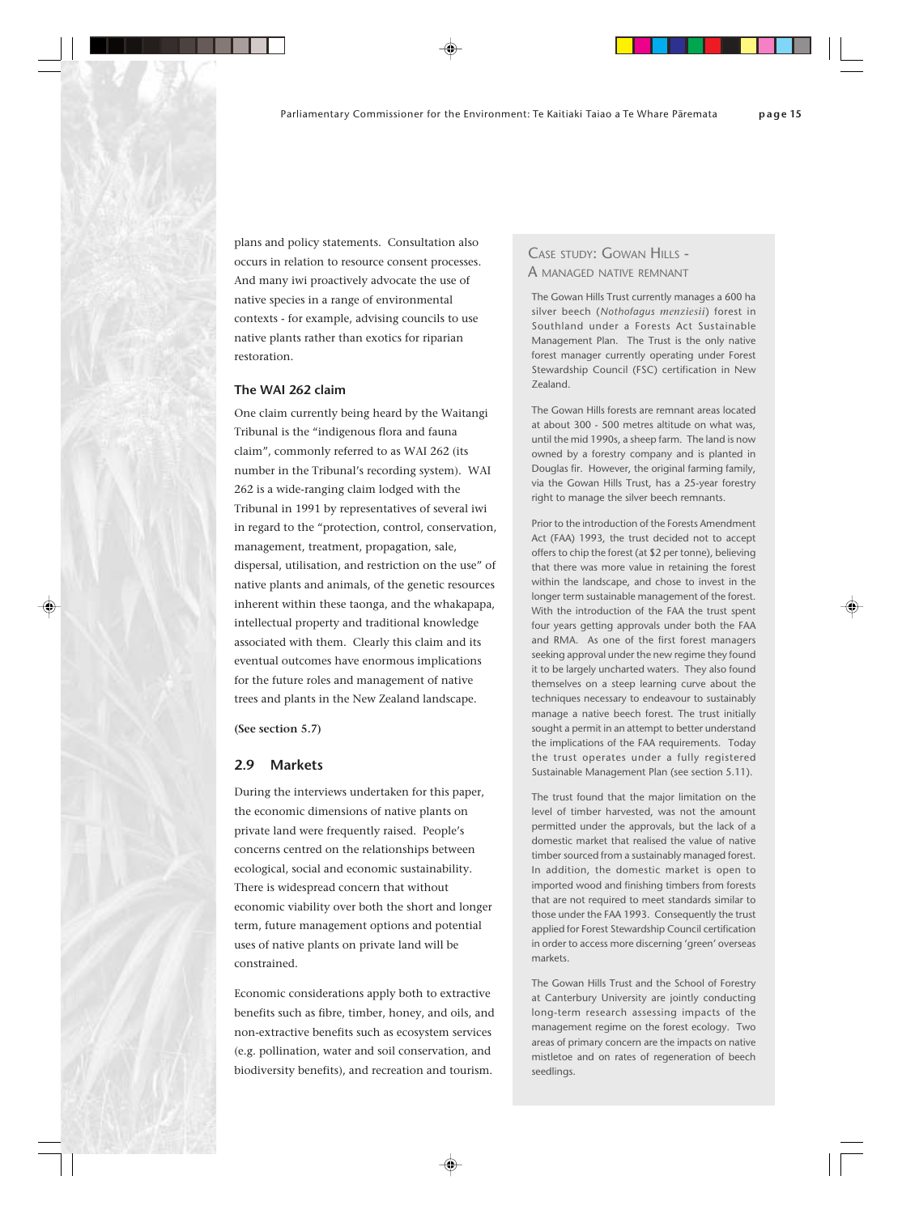plans and policy statements. Consultation also occurs in relation to resource consent processes. And many iwi proactively advocate the use of native species in a range of environmental contexts - for example, advising councils to use native plants rather than exotics for riparian restoration.

### The WAI 262 claim

One claim currently being heard by the Waitangi Tribunal is the "indigenous flora and fauna claim", commonly referred to as WAI 262 (its number in the Tribunal's recording system). WAI 262 is a wide-ranging claim lodged with the Tribunal in 1991 by representatives of several iwi in regard to the "protection, control, conservation, management, treatment, propagation, sale, dispersal, utilisation, and restriction on the use" of native plants and animals, of the genetic resources inherent within these taonga, and the whakapapa, intellectual property and traditional knowledge associated with them. Clearly this claim and its eventual outcomes have enormous implications for the future roles and management of native trees and plants in the New Zealand landscape.

**(See section 5.7)**

## 2.9 Markets

During the interviews undertaken for this paper, the economic dimensions of native plants on private land were frequently raised. People's concerns centred on the relationships between ecological, social and economic sustainability. There is widespread concern that without economic viability over both the short and longer term, future management options and potential uses of native plants on private land will be constrained.

Economic considerations apply both to extractive benefits such as fibre, timber, honey, and oils, and non-extractive benefits such as ecosystem services (e.g. pollination, water and soil conservation, and biodiversity benefits), and recreation and tourism.

### Case study: Gowan Hills - A managed native remnant

The Gowan Hills Trust currently manages a 600 ha silver beech (*Nothofagus menziesii*) forest in Southland under a Forests Act Sustainable Management Plan. The Trust is the only native forest manager currently operating under Forest Stewardship Council (FSC) certification in New Zealand.

The Gowan Hills forests are remnant areas located at about 300 - 500 metres altitude on what was, until the mid 1990s, a sheep farm. The land is now owned by a forestry company and is planted in Douglas fir. However, the original farming family, via the Gowan Hills Trust, has a 25-year forestry right to manage the silver beech remnants.

Prior to the introduction of the Forests Amendment Act (FAA) 1993, the trust decided not to accept offers to chip the forest (at $2 per tonne), believing that there was more value in retaining the forest within the landscape, and chose to invest in the longer term sustainable management of the forest. With the introduction of the FAA the trust spent four years getting approvals under both the FAA and RMA. As one of the first forest managers seeking approval under the new regime they found it to be largely uncharted waters. They also found themselves on a steep learning curve about the techniques necessary to endeavour to sustainably manage a native beech forest. The trust initially sought a permit in an attempt to better understand the implications of the FAA requirements. Today the trust operates under a fully registered Sustainable Management Plan (see section 5.11).

The trust found that the major limitation on the level of timber harvested, was not the amount permitted under the approvals, but the lack of a domestic market that realised the value of native timber sourced from a sustainably managed forest. In addition, the domestic market is open to imported wood and finishing timbers from forests that are not required to meet standards similar to those under the FAA 1993. Consequently the trust applied for Forest Stewardship Council certification in order to access more discerning 'green' overseas markets.

The Gowan Hills Trust and the School of Forestry at Canterbury University are jointly conducting long-term research assessing impacts of the management regime on the forest ecology. Two areas of primary concern are the impacts on native mistletoe and on rates of regeneration of beech seedlings.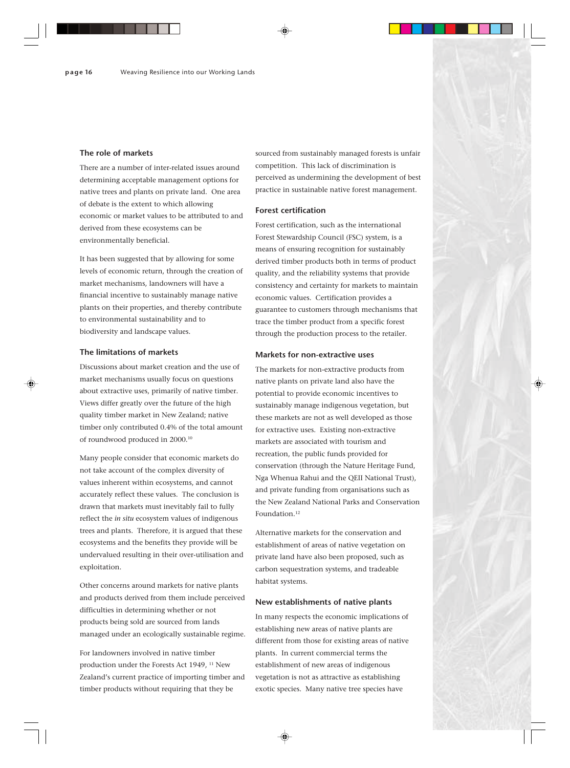### The role of markets

There are a number of inter-related issues around determining acceptable management options for native trees and plants on private land. One area of debate is the extent to which allowing economic or market values to be attributed to and derived from these ecosystems can be environmentally beneficial.

It has been suggested that by allowing for some levels of economic return, through the creation of market mechanisms, landowners will have a financial incentive to sustainably manage native plants on their properties, and thereby contribute to environmental sustainability and to biodiversity and landscape values.

### The limitations of markets

Discussions about market creation and the use of market mechanisms usually focus on questions about extractive uses, primarily of native timber. Views differ greatly over the future of the high quality timber market in New Zealand; native timber only contributed 0.4% of the total amount of roundwood produced in 2000.[10]

Many people consider that economic markets do not take account of the complex diversity of values inherent within ecosystems, and cannot accurately reflect these values. The conclusion is drawn that markets must inevitably fail to fully reflect the *in situ* ecosystem values of indigenous trees and plants. Therefore, it is argued that these ecosystems and the benefits they provide will be undervalued resulting in their over-utilisation and exploitation.

Other concerns around markets for native plants and products derived from them include perceived difficulties in determining whether or not products being sold are sourced from lands managed under an ecologically sustainable regime.

For landowners involved in native timber production under the Forests Act 1949, [11] New Zealand's current practice of importing timber and timber products without requiring that they be sourced from sustainably managed forests is unfair competition. This lack of discrimination is perceived as undermining the development of best practice in sustainable native forest management.

### Forest certification

Forest certification, such as the international Forest Stewardship Council (FSC) system, is a means of ensuring recognition for sustainably derived timber products both in terms of product quality, and the reliability systems that provide consistency and certainty for markets to maintain economic values. Certification provides a guarantee to customers through mechanisms that trace the timber product from a specific forest through the production process to the retailer.

### Markets for non-extractive uses

The markets for non-extractive products from native plants on private land also have the potential to provide economic incentives to sustainably manage indigenous vegetation, but these markets are not as well developed as those for extractive uses. Existing non-extractive markets are associated with tourism and recreation, the public funds provided for conservation (through the Nature Heritage Fund, Nga Whenua Rahui and the QEII National Trust), and private funding from organisations such as the New Zealand National Parks and Conservation Foundation.[12]

Alternative markets for the conservation and establishment of areas of native vegetation on private land have also been proposed, such as carbon sequestration systems, and tradeable habitat systems.

### New establishments of native plants

In many respects the economic implications of establishing new areas of native plants are different from those for existing areas of native plants. In current commercial terms the establishment of new areas of indigenous vegetation is not as attractive as establishing exotic species. Many native tree species have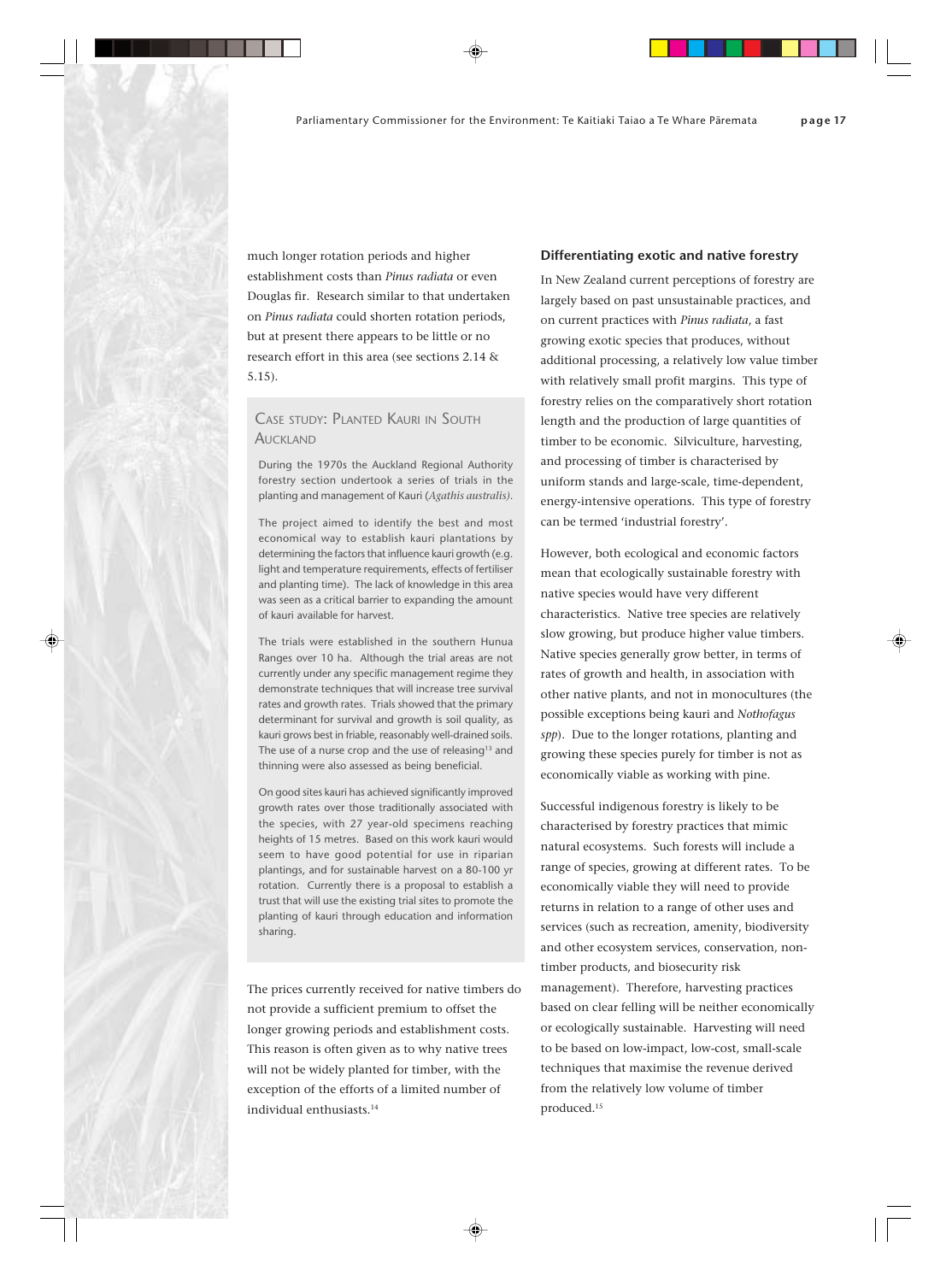much longer rotation periods and higher establishment costs than *Pinus radiata* or even Douglas fir. Research similar to that undertaken on *Pinus radiata* could shorten rotation periods, but at present there appears to be little or no research effort in this area (see sections 2.14 & 5.15).

### Case Study: Planted Kauri in South Auckland

During the 1970s the Auckland Regional Authority forestry section undertook a series of trials in the planting and management of Kauri (*Agathis australis)*.

The project aimed to identify the best and most economical way to establish kauri plantations by determining the factors that influence kauri growth (e.g. light and temperature requirements, effects of fertiliser and planting time). The lack of knowledge in this area was seen as a critical barrier to expanding the amount of kauri available for harvest.

The trials were established in the southern Hunua Ranges over 10 ha. Although the trial areas are not currently under any specific management regime they demonstrate techniques that will increase tree survival rates and growth rates. Trials showed that the primary determinant for survival and growth is soil quality, as kauri grows best in friable, reasonably well-drained soils. The use of a nurse crop and the use of releasing[13] and thinning were also assessed as being beneficial.

On good sites kauri has achieved significantly improved growth rates over those traditionally associated with the species, with 27 year-old specimens reaching heights of 15 metres. Based on this work kauri would seem to have good potential for use in riparian plantings, and for sustainable harvest on a 80-100 yr rotation. Currently there is a proposal to establish a trust that will use the existing trial sites to promote the planting of kauri through education and information sharing.

The prices currently received for native timbers do not provide a sufficient premium to offset the longer growing periods and establishment costs. This reason is often given as to why native trees will not be widely planted for timber, with the exception of the efforts of a limited number of individual enthusiasts.[14]

## Differentiating exotic and native forestry

In New Zealand current perceptions of forestry are largely based on past unsustainable practices, and on current practices with *Pinus radiata*, a fast growing exotic species that produces, without additional processing, a relatively low value timber with relatively small profit margins. This type of forestry relies on the comparatively short rotation length and the production of large quantities of timber to be economic. Silviculture, harvesting, and processing of timber is characterised by uniform stands and large-scale, time-dependent, energy-intensive operations. This type of forestry can be termed 'industrial forestry'.

However, both ecological and economic factors mean that ecologically sustainable forestry with native species would have very different characteristics. Native tree species are relatively slow growing, but produce higher value timbers. Native species generally grow better, in terms of rates of growth and health, in association with other native plants, and not in monocultures (the possible exceptions being kauri and *Nothofagus spp*). Due to the longer rotations, planting and growing these species purely for timber is not as economically viable as working with pine.

Successful indigenous forestry is likely to be characterised by forestry practices that mimic natural ecosystems. Such forests will include a range of species, growing at different rates. To be economically viable they will need to provide returns in relation to a range of other uses and services (such as recreation, amenity, biodiversity and other ecosystem services, conservation, non-timber products, and biosecurity risk management). Therefore, harvesting practices based on clear felling will be neither economically or ecologically sustainable. Harvesting will need to be based on low-impact, low-cost, small-scale techniques that maximise the revenue derived from the relatively low volume of timber produced.[15]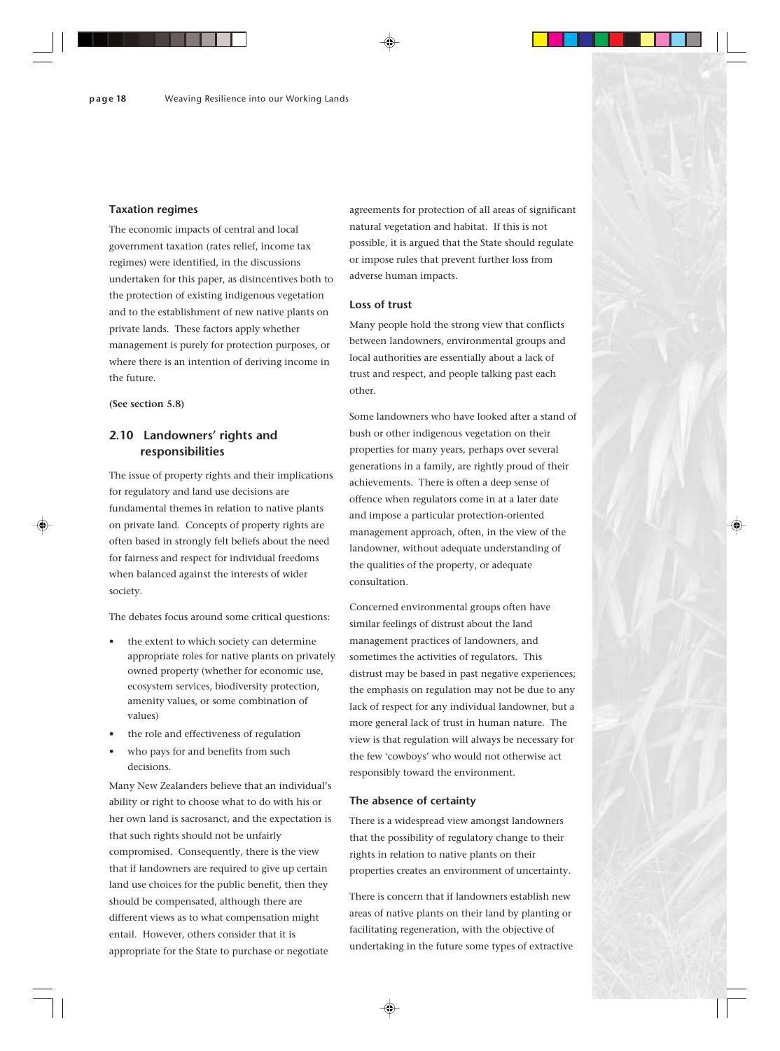### Taxation regimes

The economic impacts of central and local government taxation (rates relief, income tax regimes) were identified, in the discussions undertaken for this paper, as disincentives both to the protection of existing indigenous vegetation and to the establishment of new native plants on private lands. These factors apply whether management is purely for protection purposes, or where there is an intention of deriving income in the future.

**(See section 5.8)**

## 2.10 Landowners' rights and responsibilities

The issue of property rights and their implications for regulatory and land use decisions are fundamental themes in relation to native plants on private land. Concepts of property rights are often based in strongly felt beliefs about the need for fairness and respect for individual freedoms when balanced against the interests of wider society.

The debates focus around some critical questions:

- the extent to which society can determine appropriate roles for native plants on privately owned property (whether for economic use, ecosystem services, biodiversity protection, amenity values, or some combination of values)
- the role and effectiveness of regulation
- who pays for and benefits from such decisions.

Many New Zealanders believe that an individual's ability or right to choose what to do with his or her own land is sacrosanct, and the expectation is that such rights should not be unfairly compromised. Consequently, there is the view that if landowners are required to give up certain land use choices for the public benefit, then they should be compensated, although there are different views as to what compensation might entail. However, others consider that it is appropriate for the State to purchase or negotiate agreements for protection of all areas of significant natural vegetation and habitat. If this is not possible, it is argued that the State should regulate or impose rules that prevent further loss from adverse human impacts.

### Loss of trust

Many people hold the strong view that conflicts between landowners, environmental groups and local authorities are essentially about a lack of trust and respect, and people talking past each other.

Some landowners who have looked after a stand of bush or other indigenous vegetation on their properties for many years, perhaps over several generations in a family, are rightly proud of their achievements. There is often a deep sense of offence when regulators come in at a later date and impose a particular protection-oriented management approach, often, in the view of the landowner, without adequate understanding of the qualities of the property, or adequate consultation.

Concerned environmental groups often have similar feelings of distrust about the land management practices of landowners, and sometimes the activities of regulators. This distrust may be based in past negative experiences; the emphasis on regulation may not be due to any lack of respect for any individual landowner, but a more general lack of trust in human nature. The view is that regulation will always be necessary for the few 'cowboys' who would not otherwise act responsibly toward the environment.

### The absence of certainty

There is a widespread view amongst landowners that the possibility of regulatory change to their rights in relation to native plants on their properties creates an environment of uncertainty.

There is concern that if landowners establish new areas of native plants on their land by planting or facilitating regeneration, with the objective of undertaking in the future some types of extractive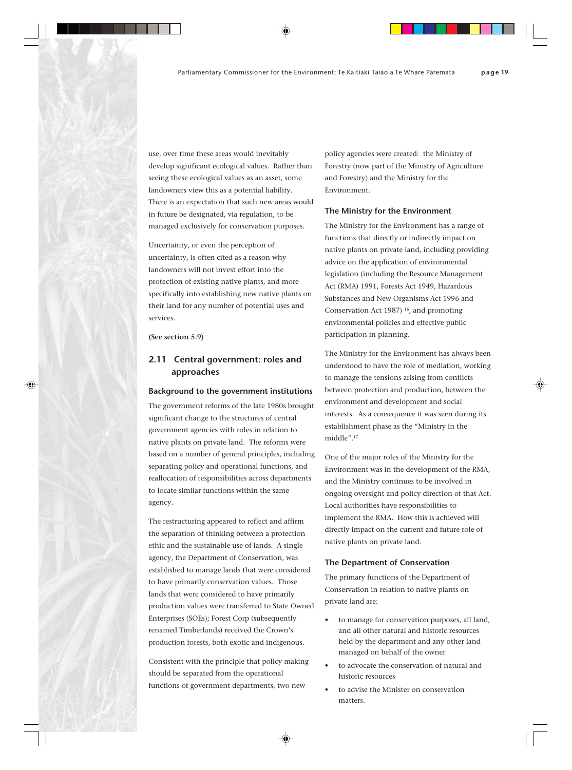use, over time these areas would inevitably develop significant ecological values. Rather than seeing these ecological values as an asset, some landowners view this as a potential liability. There is an expectation that such new areas would in future be designated, via regulation, to be managed exclusively for conservation purposes.

Uncertainty, or even the perception of uncertainty, is often cited as a reason why landowners will not invest effort into the protection of existing native plants, and more specifically into establishing new native plants on their land for any number of potential uses and services.

**(See section 5.9)**

## 2.11 Central government: roles and approaches

### Background to the government institutions

The government reforms of the late 1980s brought significant change to the structures of central government agencies with roles in relation to native plants on private land. The reforms were based on a number of general principles, including separating policy and operational functions, and reallocation of responsibilities across departments to locate similar functions within the same agency.

The restructuring appeared to reflect and affirm the separation of thinking between a protection ethic and the sustainable use of lands. A single agency, the Department of Conservation, was established to manage lands that were considered to have primarily conservation values. Those lands that were considered to have primarily production values were transferred to State Owned Enterprises (SOEs); Forest Corp (subsequently renamed Timberlands) received the Crown's production forests, both exotic and indigenous.

Consistent with the principle that policy making should be separated from the operational functions of government departments, two new policy agencies were created: the Ministry of Forestry (now part of the Ministry of Agriculture and Forestry) and the Ministry for the Environment.

### The Ministry for the Environment

The Ministry for the Environment has a range of functions that directly or indirectly impact on native plants on private land, including providing advice on the application of environmental legislation (including the Resource Management Act (RMA) 1991, Forests Act 1949, Hazardous Substances and New Organisms Act 1996 and Conservation Act 1987) [16], and promoting environmental policies and effective public participation in planning.

The Ministry for the Environment has always been understood to have the role of mediation, working to manage the tensions arising from conflicts between protection and production, between the environment and development and social interests. As a consequence it was seen during its establishment phase as the "Ministry in the middle".[17]

One of the major roles of the Ministry for the Environment was in the development of the RMA, and the Ministry continues to be involved in ongoing oversight and policy direction of that Act. Local authorities have responsibilities to implement the RMA. How this is achieved will directly impact on the current and future role of native plants on private land.

### The Department of Conservation

The primary functions of the Department of Conservation in relation to native plants on private land are:

- to manage for conservation purposes, all land, and all other natural and historic resources held by the department and any other land managed on behalf of the owner
- to advocate the conservation of natural and historic resources
- to advise the Minister on conservation matters.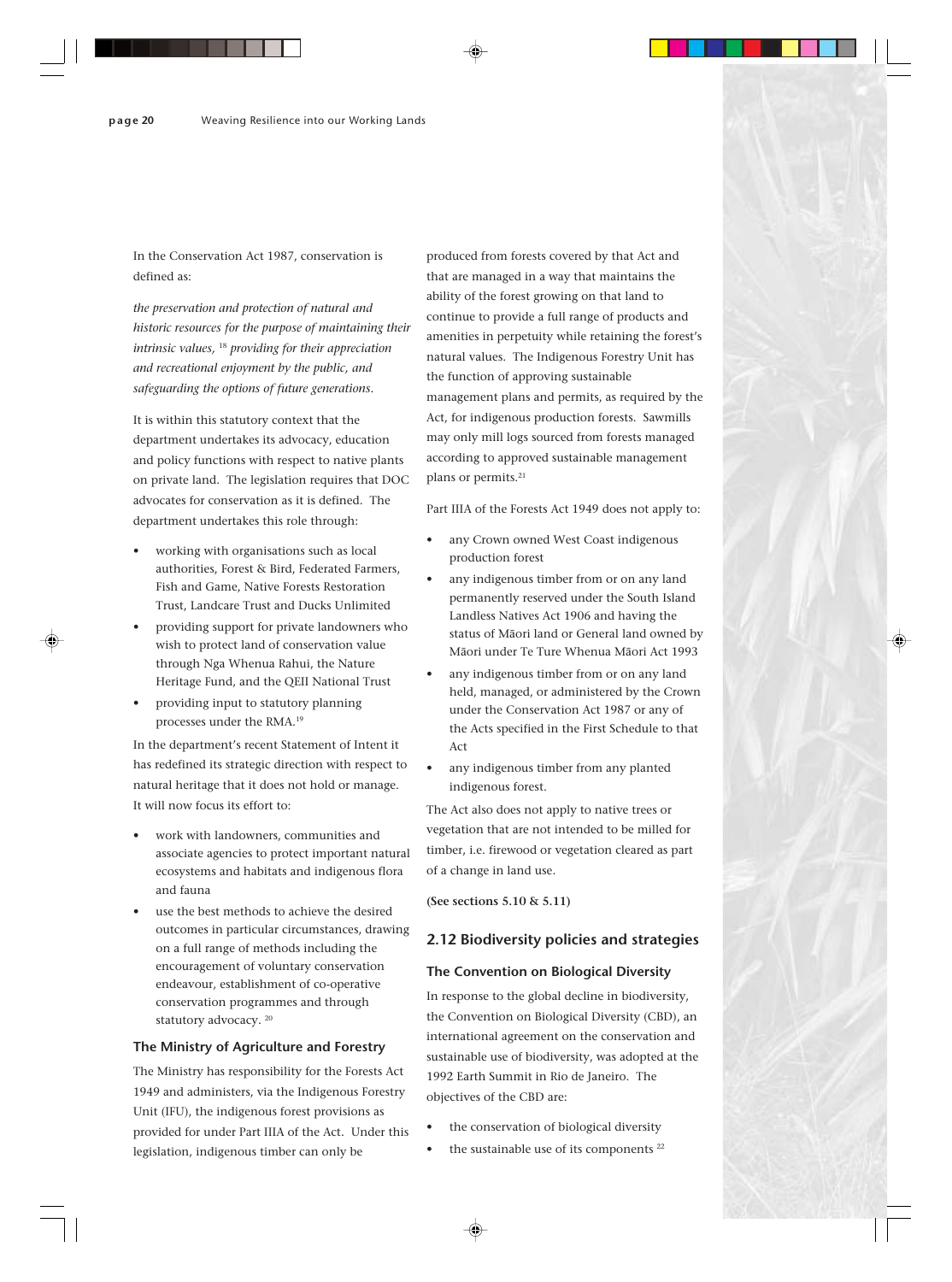In the Conservation Act 1987, conservation is defined as:

*the preservation and protection of natural and historic resources for the purpose of maintaining their intrinsic values,* [18] *providing for their appreciation and recreational enjoyment by the public, and safeguarding the options of future generations.*

It is within this statutory context that the department undertakes its advocacy, education and policy functions with respect to native plants on private land. The legislation requires that DOC advocates for conservation as it is defined. The department undertakes this role through:

- working with organisations such as local authorities, Forest & Bird, Federated Farmers, Fish and Game, Native Forests Restoration Trust, Landcare Trust and Ducks Unlimited
- providing support for private landowners who wish to protect land of conservation value through Nga Whenua Rahui, the Nature Heritage Fund, and the QEII National Trust
- providing input to statutory planning processes under the RMA.[19]

In the department's recent Statement of Intent it has redefined its strategic direction with respect to natural heritage that it does not hold or manage. It will now focus its effort to:

- work with landowners, communities and associate agencies to protect important natural ecosystems and habitats and indigenous flora and fauna
- use the best methods to achieve the desired outcomes in particular circumstances, drawing on a full range of methods including the encouragement of voluntary conservation endeavour, establishment of co-operative conservation programmes and through statutory advocacy. [20]

### The Ministry of Agriculture and Forestry

The Ministry has responsibility for the Forests Act 1949 and administers, via the Indigenous Forestry Unit (IFU), the indigenous forest provisions as provided for under Part IIIA of the Act. Under this legislation, indigenous timber can only be produced from forests covered by that Act and that are managed in a way that maintains the ability of the forest growing on that land to continue to provide a full range of products and amenities in perpetuity while retaining the forest's natural values. The Indigenous Forestry Unit has the function of approving sustainable management plans and permits, as required by the Act, for indigenous production forests. Sawmills may only mill logs sourced from forests managed according to approved sustainable management plans or permits.[21]

Part IIIA of the Forests Act 1949 does not apply to:

- any Crown owned West Coast indigenous production forest
- any indigenous timber from or on any land permanently reserved under the South Island Landless Natives Act 1906 and having the status of Māori land or General land owned by Māori under Te Ture Whenua Māori Act 1993
- any indigenous timber from or on any land held, managed, or administered by the Crown under the Conservation Act 1987 or any of the Acts specified in the First Schedule to that Act
- any indigenous timber from any planted indigenous forest.

The Act also does not apply to native trees or vegetation that are not intended to be milled for timber, i.e. firewood or vegetation cleared as part of a change in land use.

**(See sections 5.10 & 5.11)**

## 2.12 Biodiversity policies and strategies

### The Convention on Biological Diversity

In response to the global decline in biodiversity, the Convention on Biological Diversity (CBD), an international agreement on the conservation and sustainable use of biodiversity, was adopted at the 1992 Earth Summit in Rio de Janeiro. The objectives of the CBD are:

- the conservation of biological diversity
- the sustainable use of its components [22]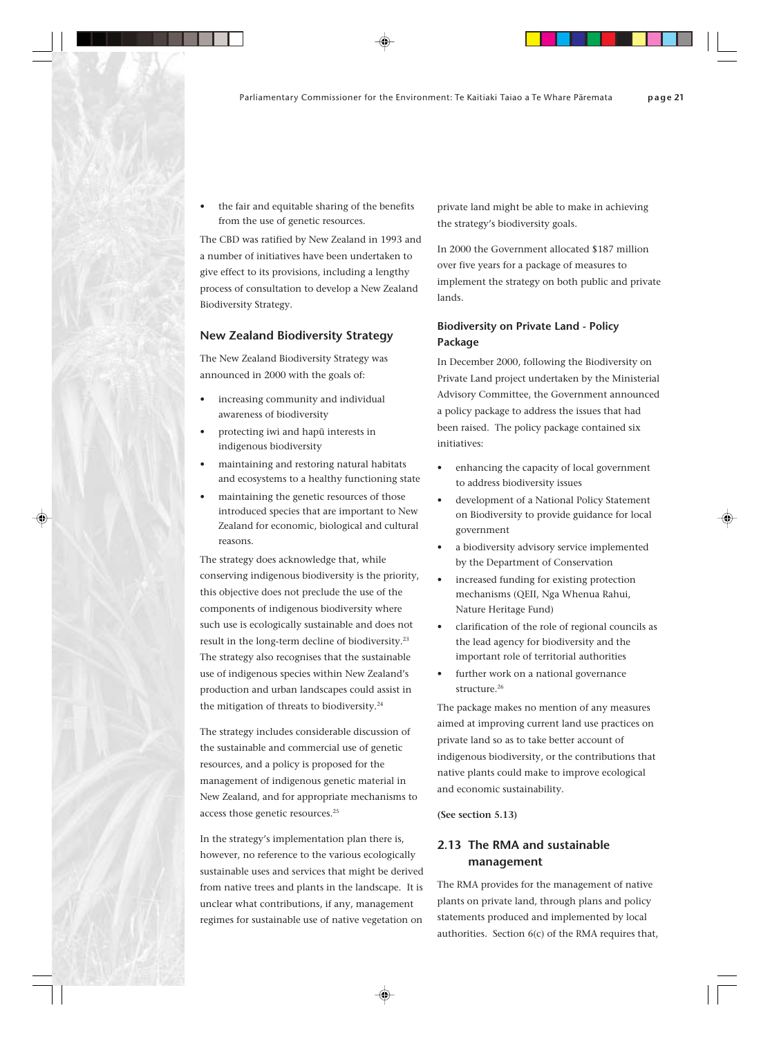- the fair and equitable sharing of the benefits from the use of genetic resources.

The CBD was ratified by New Zealand in 1993 and a number of initiatives have been undertaken to give effect to its provisions, including a lengthy process of consultation to develop a New Zealand Biodiversity Strategy.

### New Zealand Biodiversity Strategy

The New Zealand Biodiversity Strategy was announced in 2000 with the goals of:

- increasing community and individual awareness of biodiversity
- protecting iwi and hapū interests in indigenous biodiversity
- maintaining and restoring natural habitats and ecosystems to a healthy functioning state
- maintaining the genetic resources of those introduced species that are important to New Zealand for economic, biological and cultural reasons.

The strategy does acknowledge that, while conserving indigenous biodiversity is the priority, this objective does not preclude the use of the components of indigenous biodiversity where such use is ecologically sustainable and does not result in the long-term decline of biodiversity.[23] The strategy also recognises that the sustainable use of indigenous species within New Zealand's production and urban landscapes could assist in the mitigation of threats to biodiversity.[24]

The strategy includes considerable discussion of the sustainable and commercial use of genetic resources, and a policy is proposed for the management of indigenous genetic material in New Zealand, and for appropriate mechanisms to access those genetic resources.[25]

In the strategy's implementation plan there is, however, no reference to the various ecologically sustainable uses and services that might be derived from native trees and plants in the landscape. It is unclear what contributions, if any, management regimes for sustainable use of native vegetation on private land might be able to make in achieving the strategy's biodiversity goals.

In 2000 the Government allocated $187 million over five years for a package of measures to implement the strategy on both public and private lands.

### Biodiversity on Private Land - Policy Package

In December 2000, following the Biodiversity on Private Land project undertaken by the Ministerial Advisory Committee, the Government announced a policy package to address the issues that had been raised. The policy package contained six initiatives:

- enhancing the capacity of local government to address biodiversity issues
- development of a National Policy Statement on Biodiversity to provide guidance for local government
- a biodiversity advisory service implemented by the Department of Conservation
- increased funding for existing protection mechanisms (QEII, Nga Whenua Rahui, Nature Heritage Fund)
- clarification of the role of regional councils as the lead agency for biodiversity and the important role of territorial authorities
- further work on a national governance structure.[26]

The package makes no mention of any measures aimed at improving current land use practices on private land so as to take better account of indigenous biodiversity, or the contributions that native plants could make to improve ecological and economic sustainability.

**(See section 5.13)**

## 2.13 The RMA and sustainable management

The RMA provides for the management of native plants on private land, through plans and policy statements produced and implemented by local authorities. Section 6(c) of the RMA requires that,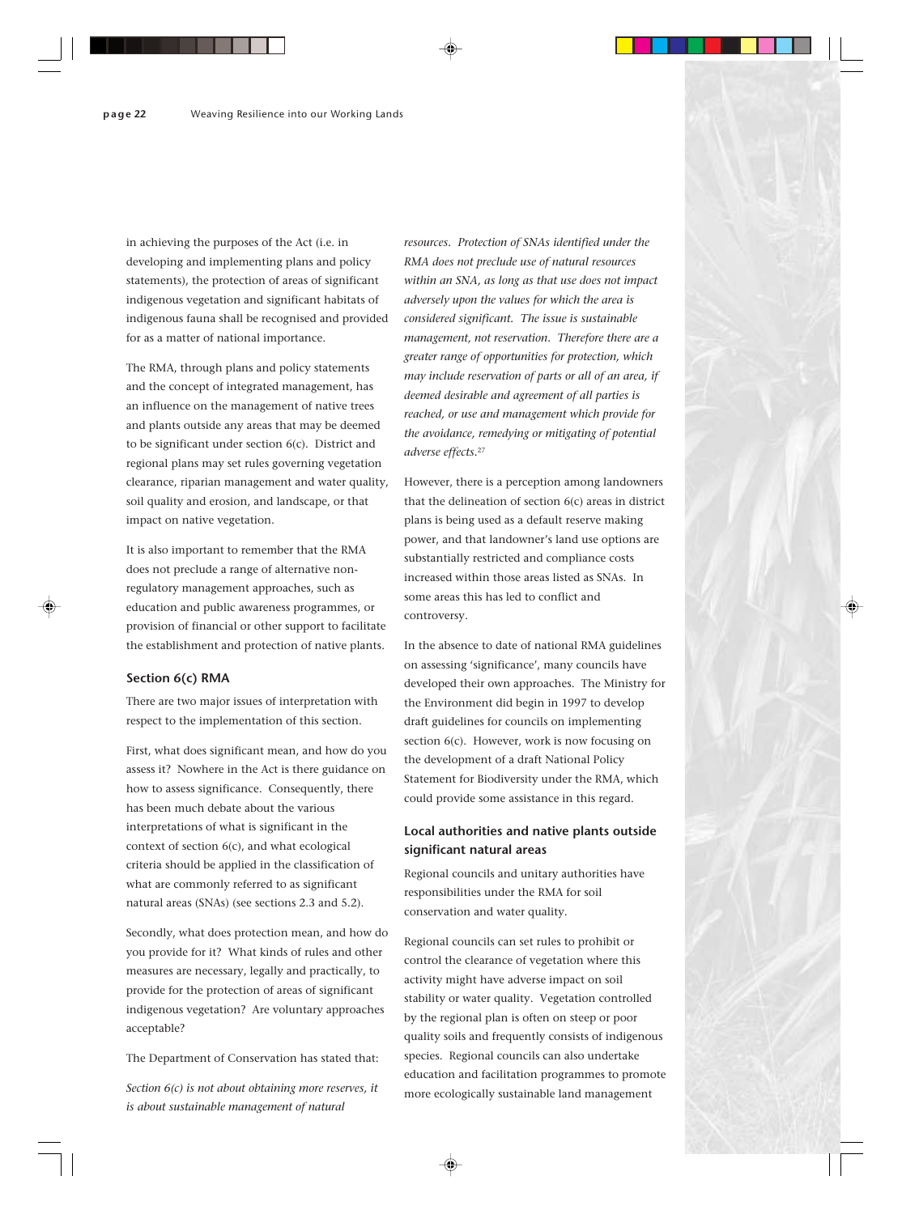in achieving the purposes of the Act (i.e. in developing and implementing plans and policy statements), the protection of areas of significant indigenous vegetation and significant habitats of indigenous fauna shall be recognised and provided for as a matter of national importance.

The RMA, through plans and policy statements and the concept of integrated management, has an influence on the management of native trees and plants outside any areas that may be deemed to be significant under section 6(c). District and regional plans may set rules governing vegetation clearance, riparian management and water quality, soil quality and erosion, and landscape, or that impact on native vegetation.

It is also important to remember that the RMA does not preclude a range of alternative non-regulatory management approaches, such as education and public awareness programmes, or provision of financial or other support to facilitate the establishment and protection of native plants.

### Section 6(c) RMA

There are two major issues of interpretation with respect to the implementation of this section.

First, what does significant mean, and how do you assess it? Nowhere in the Act is there guidance on how to assess significance. Consequently, there has been much debate about the various interpretations of what is significant in the context of section 6(c), and what ecological criteria should be applied in the classification of what are commonly referred to as significant natural areas (SNAs) (see sections 2.3 and 5.2).

Secondly, what does protection mean, and how do you provide for it? What kinds of rules and other measures are necessary, legally and practically, to provide for the protection of areas of significant indigenous vegetation? Are voluntary approaches acceptable?

The Department of Conservation has stated that:

*Section 6(c) is not about obtaining more reserves, it is about sustainable management of natural resources. Protection of SNAs identified under the RMA does not preclude use of natural resources within an SNA, as long as that use does not impact adversely upon the values for which the area is considered significant. The issue is sustainable management, not reservation. Therefore there are a greater range of opportunities for protection, which may include reservation of parts or all of an area, if deemed desirable and agreement of all parties is reached, or use and management which provide for the avoidance, remedying or mitigating of potential adverse effects.*[27]

However, there is a perception among landowners that the delineation of section 6(c) areas in district plans is being used as a default reserve making power, and that landowner's land use options are substantially restricted and compliance costs increased within those areas listed as SNAs. In some areas this has led to conflict and controversy.

In the absence to date of national RMA guidelines on assessing 'significance', many councils have developed their own approaches. The Ministry for the Environment did begin in 1997 to develop draft guidelines for councils on implementing section 6(c). However, work is now focusing on the development of a draft National Policy Statement for Biodiversity under the RMA, which could provide some assistance in this regard.

### Local authorities and native plants outside significant natural areas

Regional councils and unitary authorities have responsibilities under the RMA for soil conservation and water quality.

Regional councils can set rules to prohibit or control the clearance of vegetation where this activity might have adverse impact on soil stability or water quality. Vegetation controlled by the regional plan is often on steep or poor quality soils and frequently consists of indigenous species. Regional councils can also undertake education and facilitation programmes to promote more ecologically sustainable land management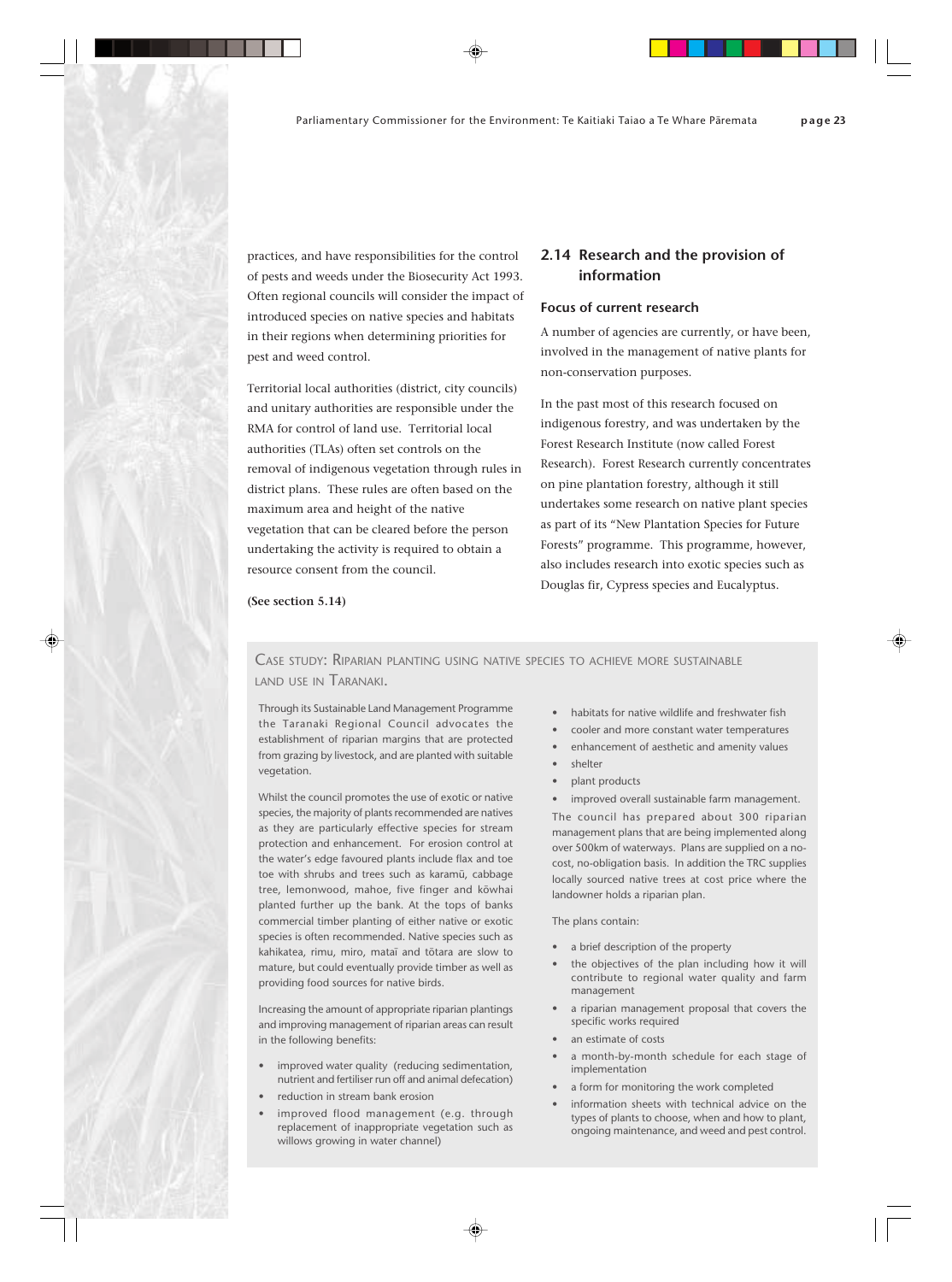practices, and have responsibilities for the control of pests and weeds under the Biosecurity Act 1993. Often regional councils will consider the impact of introduced species on native species and habitats in their regions when determining priorities for pest and weed control.

Territorial local authorities (district, city councils) and unitary authorities are responsible under the RMA for control of land use. Territorial local authorities (TLAs) often set controls on the removal of indigenous vegetation through rules in district plans. These rules are often based on the maximum area and height of the native vegetation that can be cleared before the person undertaking the activity is required to obtain a resource consent from the council.

**(See section 5.14)**

## 2.14 Research and the provision of information

### Focus of current research

A number of agencies are currently, or have been, involved in the management of native plants for non-conservation purposes.

In the past most of this research focused on indigenous forestry, and was undertaken by the Forest Research Institute (now called Forest Research). Forest Research currently concentrates on pine plantation forestry, although it still undertakes some research on native plant species as part of its "New Plantation Species for Future Forests" programme. This programme, however, also includes research into exotic species such as Douglas fir, Cypress species and Eucalyptus.

### Case study: Riparian planting using native species to achieve more sustainable land use in Taranaki.

Through its Sustainable Land Management Programme the Taranaki Regional Council advocates the establishment of riparian margins that are protected from grazing by livestock, and are planted with suitable vegetation.

Whilst the council promotes the use of exotic or native species, the majority of plants recommended are natives as they are particularly effective species for stream protection and enhancement. For erosion control at the water's edge favoured plants include flax and toe toe with shrubs and trees such as karamū, cabbage tree, lemonwood, mahoe, five finger and kōwhai planted further up the bank. At the tops of banks commercial timber planting of either native or exotic species is often recommended. Native species such as kahikatea, rimu, miro, mataī and tōtara are slow to mature, but could eventually provide timber as well as providing food sources for native birds.

Increasing the amount of appropriate riparian plantings and improving management of riparian areas can result in the following benefits:

- improved water quality (reducing sedimentation, nutrient and fertiliser run off and animal defecation)
- reduction in stream bank erosion
- improved flood management (e.g. through replacement of inappropriate vegetation such as willows growing in water channel)
- habitats for native wildlife and freshwater fish
- cooler and more constant water temperatures
- enhancement of aesthetic and amenity values
- shelter
- plant products
- improved overall sustainable farm management.

The council has prepared about 300 riparian management plans that are being implemented along over 500km of waterways. Plans are supplied on a no-cost, no-obligation basis. In addition the TRC supplies locally sourced native trees at cost price where the landowner holds a riparian plan.

The plans contain:

- a brief description of the property
- the objectives of the plan including how it will contribute to regional water quality and farm management
- a riparian management proposal that covers the specific works required
- an estimate of costs
- a month-by-month schedule for each stage of implementation
- a form for monitoring the work completed
- information sheets with technical advice on the types of plants to choose, when and how to plant, ongoing maintenance, and weed and pest control.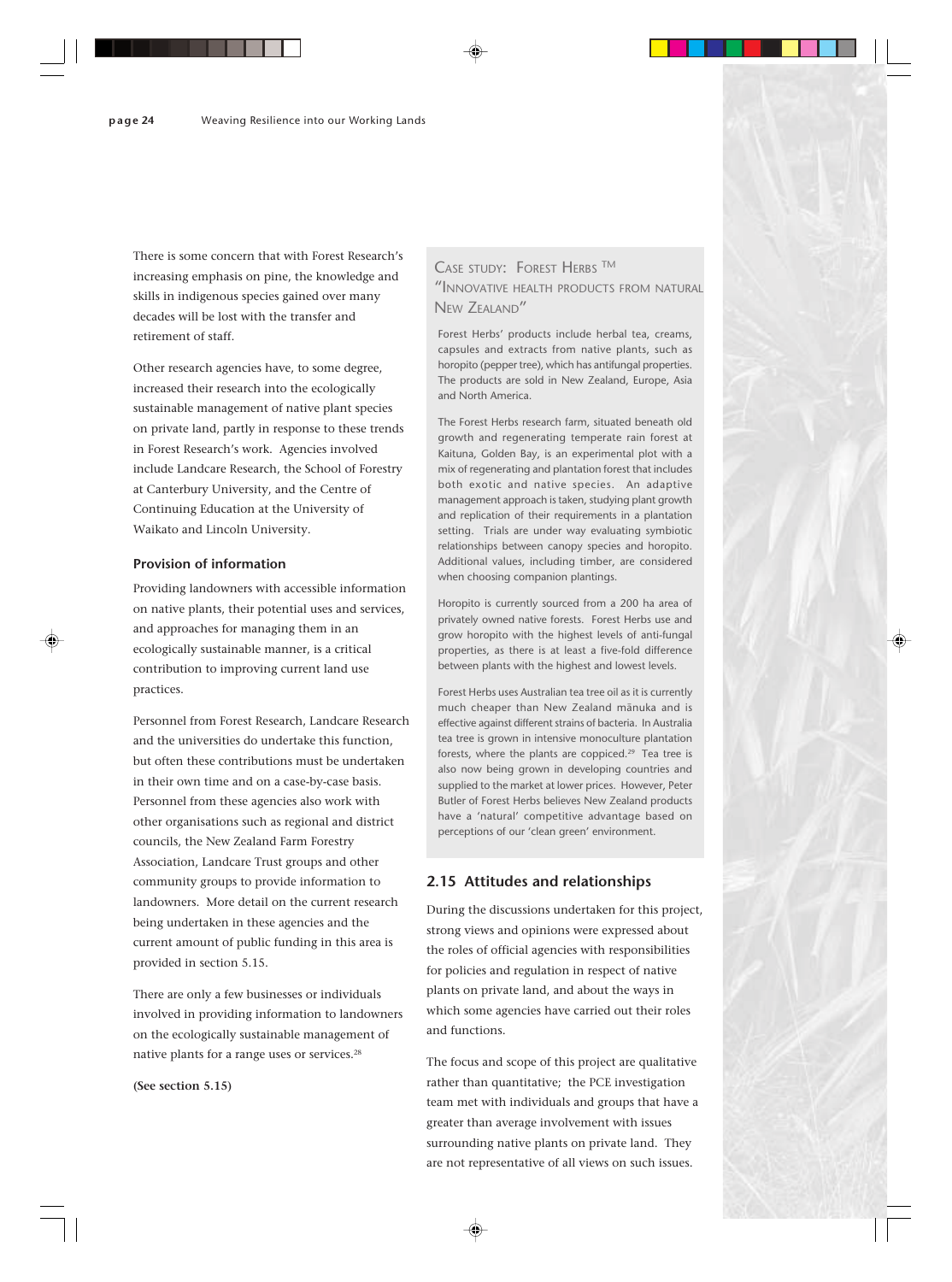There is some concern that with Forest Research's increasing emphasis on pine, the knowledge and skills in indigenous species gained over many decades will be lost with the transfer and retirement of staff.

Other research agencies have, to some degree, increased their research into the ecologically sustainable management of native plant species on private land, partly in response to these trends in Forest Research's work. Agencies involved include Landcare Research, the School of Forestry at Canterbury University, and the Centre of Continuing Education at the University of Waikato and Lincoln University.

### Provision of information

Providing landowners with accessible information on native plants, their potential uses and services, and approaches for managing them in an ecologically sustainable manner, is a critical contribution to improving current land use practices.

Personnel from Forest Research, Landcare Research and the universities do undertake this function, but often these contributions must be undertaken in their own time and on a case-by-case basis. Personnel from these agencies also work with other organisations such as regional and district councils, the New Zealand Farm Forestry Association, Landcare Trust groups and other community groups to provide information to landowners. More detail on the current research being undertaken in these agencies and the current amount of public funding in this area is provided in section 5.15.

There are only a few businesses or individuals involved in providing information to landowners on the ecologically sustainable management of native plants for a range uses or services.[28]

**(See section 5.15)**

### Case study: Forest Herbs ™ "Innovative health products from natural New Zealand"

Forest Herbs' products include herbal tea, creams, capsules and extracts from native plants, such as horopito (pepper tree), which has antifungal properties. The products are sold in New Zealand, Europe, Asia and North America.

The Forest Herbs research farm, situated beneath old growth and regenerating temperate rain forest at Kaituna, Golden Bay, is an experimental plot with a mix of regenerating and plantation forest that includes both exotic and native species. An adaptive management approach is taken, studying plant growth and replication of their requirements in a plantation setting. Trials are under way evaluating symbiotic relationships between canopy species and horopito. Additional values, including timber, are considered when choosing companion plantings.

Horopito is currently sourced from a 200 ha area of privately owned native forests. Forest Herbs use and grow horopito with the highest levels of anti-fungal properties, as there is at least a five-fold difference between plants with the highest and lowest levels.

Forest Herbs uses Australian tea tree oil as it is currently much cheaper than New Zealand mānuka and is effective against different strains of bacteria. In Australia tea tree is grown in intensive monoculture plantation forests, where the plants are coppiced.[29] Tea tree is also now being grown in developing countries and supplied to the market at lower prices. However, Peter Butler of Forest Herbs believes New Zealand products have a 'natural' competitive advantage based on perceptions of our 'clean green' environment.

## 2.15 Attitudes and relationships

During the discussions undertaken for this project, strong views and opinions were expressed about the roles of official agencies with responsibilities for policies and regulation in respect of native plants on private land, and about the ways in which some agencies have carried out their roles and functions.

The focus and scope of this project are qualitative rather than quantitative; the PCE investigation team met with individuals and groups that have a greater than average involvement with issues surrounding native plants on private land. They are not representative of all views on such issues.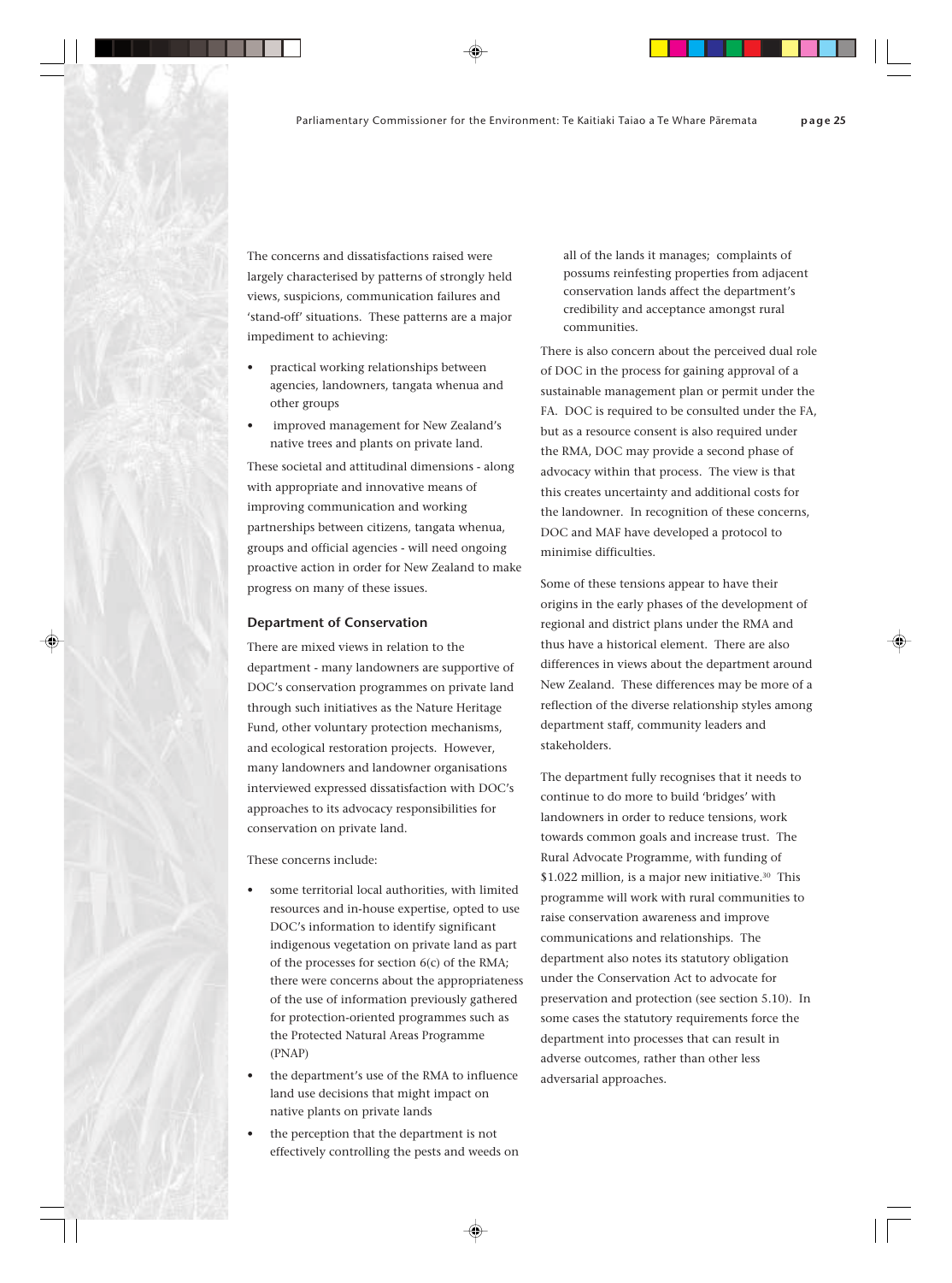The concerns and dissatisfactions raised were largely characterised by patterns of strongly held views, suspicions, communication failures and 'stand-off' situations. These patterns are a major impediment to achieving:

- practical working relationships between agencies, landowners, tangata whenua and other groups
- improved management for New Zealand's native trees and plants on private land.

These societal and attitudinal dimensions - along with appropriate and innovative means of improving communication and working partnerships between citizens, tangata whenua, groups and official agencies - will need ongoing proactive action in order for New Zealand to make progress on many of these issues.

### Department of Conservation

There are mixed views in relation to the department - many landowners are supportive of DOC's conservation programmes on private land through such initiatives as the Nature Heritage Fund, other voluntary protection mechanisms, and ecological restoration projects. However, many landowners and landowner organisations interviewed expressed dissatisfaction with DOC's approaches to its advocacy responsibilities for conservation on private land.

These concerns include:

- some territorial local authorities, with limited resources and in-house expertise, opted to use DOC's information to identify significant indigenous vegetation on private land as part of the processes for section 6(c) of the RMA; there were concerns about the appropriateness of the use of information previously gathered for protection-oriented programmes such as the Protected Natural Areas Programme (PNAP)
- the department's use of the RMA to influence land use decisions that might impact on native plants on private lands
- the perception that the department is not effectively controlling the pests and weeds on all of the lands it manages; complaints of possums reinfesting properties from adjacent conservation lands affect the department's credibility and acceptance amongst rural communities.

There is also concern about the perceived dual role of DOC in the process for gaining approval of a sustainable management plan or permit under the FA. DOC is required to be consulted under the FA, but as a resource consent is also required under the RMA, DOC may provide a second phase of advocacy within that process. The view is that this creates uncertainty and additional costs for the landowner. In recognition of these concerns, DOC and MAF have developed a protocol to minimise difficulties.

Some of these tensions appear to have their origins in the early phases of the development of regional and district plans under the RMA and thus have a historical element. There are also differences in views about the department around New Zealand. These differences may be more of a reflection of the diverse relationship styles among department staff, community leaders and stakeholders.

The department fully recognises that it needs to continue to do more to build 'bridges' with landowners in order to reduce tensions, work towards common goals and increase trust. The Rural Advocate Programme, with funding of \$1.022 million, is a major new initiative.[30] This programme will work with rural communities to raise conservation awareness and improve communications and relationships. The department also notes its statutory obligation under the Conservation Act to advocate for preservation and protection (see section 5.10). In some cases the statutory requirements force the department into processes that can result in adverse outcomes, rather than other less adversarial approaches.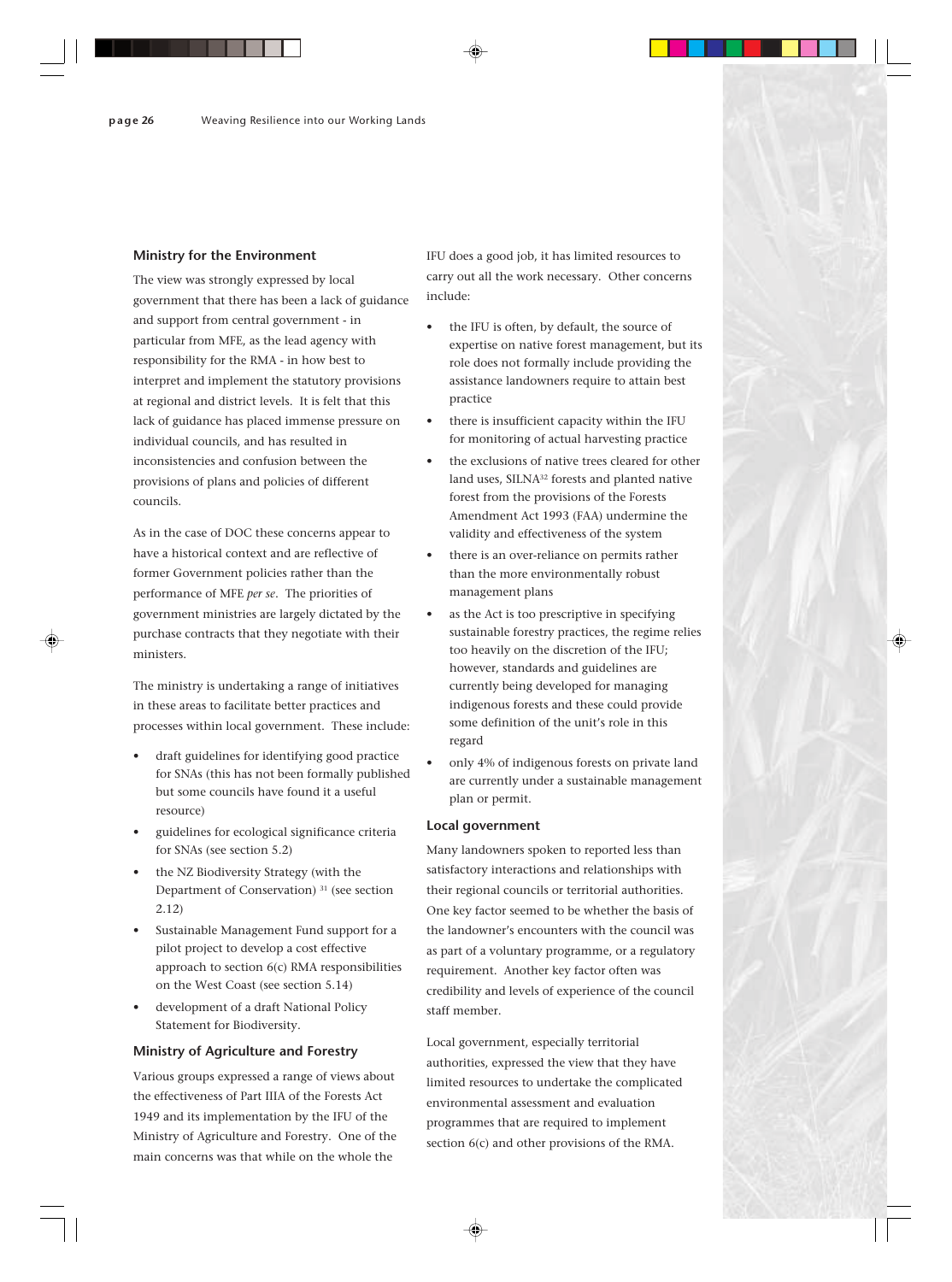### Ministry for the Environment

The view was strongly expressed by local government that there has been a lack of guidance and support from central government - in particular from MFE, as the lead agency with responsibility for the RMA - in how best to interpret and implement the statutory provisions at regional and district levels. It is felt that this lack of guidance has placed immense pressure on individual councils, and has resulted in inconsistencies and confusion between the provisions of plans and policies of different councils.

As in the case of DOC these concerns appear to have a historical context and are reflective of former Government policies rather than the performance of MFE *per se*. The priorities of government ministries are largely dictated by the purchase contracts that they negotiate with their ministers.

The ministry is undertaking a range of initiatives in these areas to facilitate better practices and processes within local government. These include:

- draft guidelines for identifying good practice for SNAs (this has not been formally published but some councils have found it a useful resource)
- guidelines for ecological significance criteria for SNAs (see section 5.2)
- the NZ Biodiversity Strategy (with the Department of Conservation) [31] (see section 2.12)
- Sustainable Management Fund support for a pilot project to develop a cost effective approach to section 6(c) RMA responsibilities on the West Coast (see section 5.14)
- development of a draft National Policy Statement for Biodiversity.

### Ministry of Agriculture and Forestry

Various groups expressed a range of views about the effectiveness of Part IIIA of the Forests Act 1949 and its implementation by the IFU of the Ministry of Agriculture and Forestry. One of the main concerns was that while on the whole the IFU does a good job, it has limited resources to carry out all the work necessary. Other concerns include:

- the IFU is often, by default, the source of expertise on native forest management, but its role does not formally include providing the assistance landowners require to attain best practice
- there is insufficient capacity within the IFU for monitoring of actual harvesting practice
- the exclusions of native trees cleared for other land uses, SILNA[32] forests and planted native forest from the provisions of the Forests Amendment Act 1993 (FAA) undermine the validity and effectiveness of the system
- there is an over-reliance on permits rather than the more environmentally robust management plans
- as the Act is too prescriptive in specifying sustainable forestry practices, the regime relies too heavily on the discretion of the IFU; however, standards and guidelines are currently being developed for managing indigenous forests and these could provide some definition of the unit's role in this regard
- only 4% of indigenous forests on private land are currently under a sustainable management plan or permit.

### Local government

Many landowners spoken to reported less than satisfactory interactions and relationships with their regional councils or territorial authorities. One key factor seemed to be whether the basis of the landowner's encounters with the council was as part of a voluntary programme, or a regulatory requirement. Another key factor often was credibility and levels of experience of the council staff member.

Local government, especially territorial authorities, expressed the view that they have limited resources to undertake the complicated environmental assessment and evaluation programmes that are required to implement section 6(c) and other provisions of the RMA.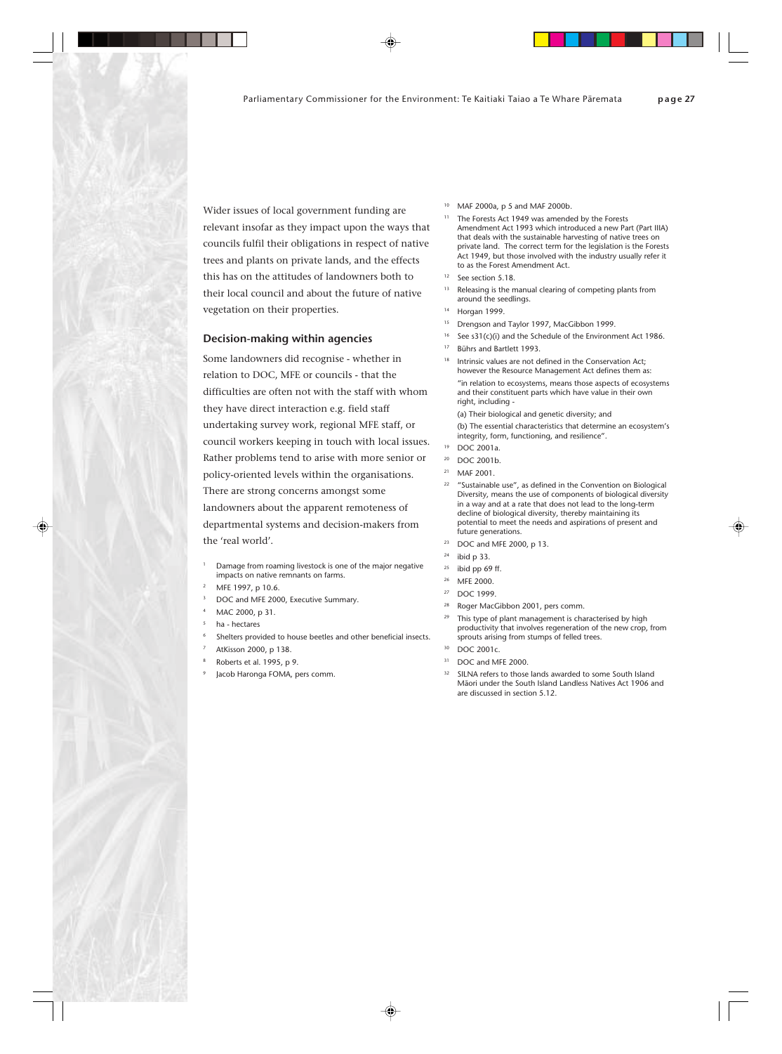Wider issues of local government funding are relevant insofar as they impact upon the ways that councils fulfil their obligations in respect of native trees and plants on private lands, and the effects this has on the attitudes of landowners both to their local council and about the future of native vegetation on their properties.

## Decision-making within agencies

Some landowners did recognise - whether in relation to DOC, MFE or councils - that the difficulties are often not with the staff with whom they have direct interaction e.g. field staff undertaking survey work, regional MFE staff, or council workers keeping in touch with local issues. Rather problems tend to arise with more senior or policy-oriented levels within the organisations. There are strong concerns amongst some landowners about the apparent remoteness of departmental systems and decision-makers from the 'real world'.

1. Damage from roaming livestock is one of the major negative impacts on native remnants on farms.
2. MFE 1997, p 10.6.
3. DOC and MFE 2000, Executive Summary.
4. MAC 2000, p 31.
5. ha - hectares
6. Shelters provided to house beetles and other beneficial insects.
7. AtKisson 2000, p 138.
8. Roberts et al. 1995, p 9.
9. Jacob Haronga FOMA, pers comm.
10. MAF 2000a, p 5 and MAF 2000b.
11. The Forests Act 1949 was amended by the Forests Amendment Act 1993 which introduced a new Part (Part IIIA) that deals with the sustainable harvesting of native trees on private land. The correct term for the legislation is the Forests Act 1949, but those involved with the industry usually refer it to as the Forest Amendment Act.
12. See section 5.18.
13. Releasing is the manual clearing of competing plants from around the seedlings.
14. Horgan 1999.
15. Drengson and Taylor 1997, MacGibbon 1999.
16. See s31(c)(i) and the Schedule of the Environment Act 1986.
17. Bührs and Bartlett 1993.
18. Intrinsic values are not defined in the Conservation Act; however the Resource Management Act defines them as:

    "in relation to ecosystems, means those aspects of ecosystems and their constituent parts which have value in their own right, including -

    (a) Their biological and genetic diversity; and

    (b) The essential characteristics that determine an ecosystem's integrity, form, functioning, and resilience".
19. DOC 2001a.
20. DOC 2001b.
21. MAF 2001.
22. "Sustainable use", as defined in the Convention on Biological Diversity, means the use of components of biological diversity in a way and at a rate that does not lead to the long-term decline of biological diversity, thereby maintaining its potential to meet the needs and aspirations of present and future generations.
23. DOC and MFE 2000, p 13.
24. ibid p 33.
25. ibid pp 69 ff.
26. MFE 2000.
27. DOC 1999.
28. Roger MacGibbon 2001, pers comm.
29. This type of plant management is characterised by high productivity that involves regeneration of the new crop, from sprouts arising from stumps of felled trees.
30. DOC 2001c.
31. DOC and MFE 2000.
32. SILNA refers to those lands awarded to some South Island Māori under the South Island Landless Natives Act 1906 and are discussed in section 5.12.